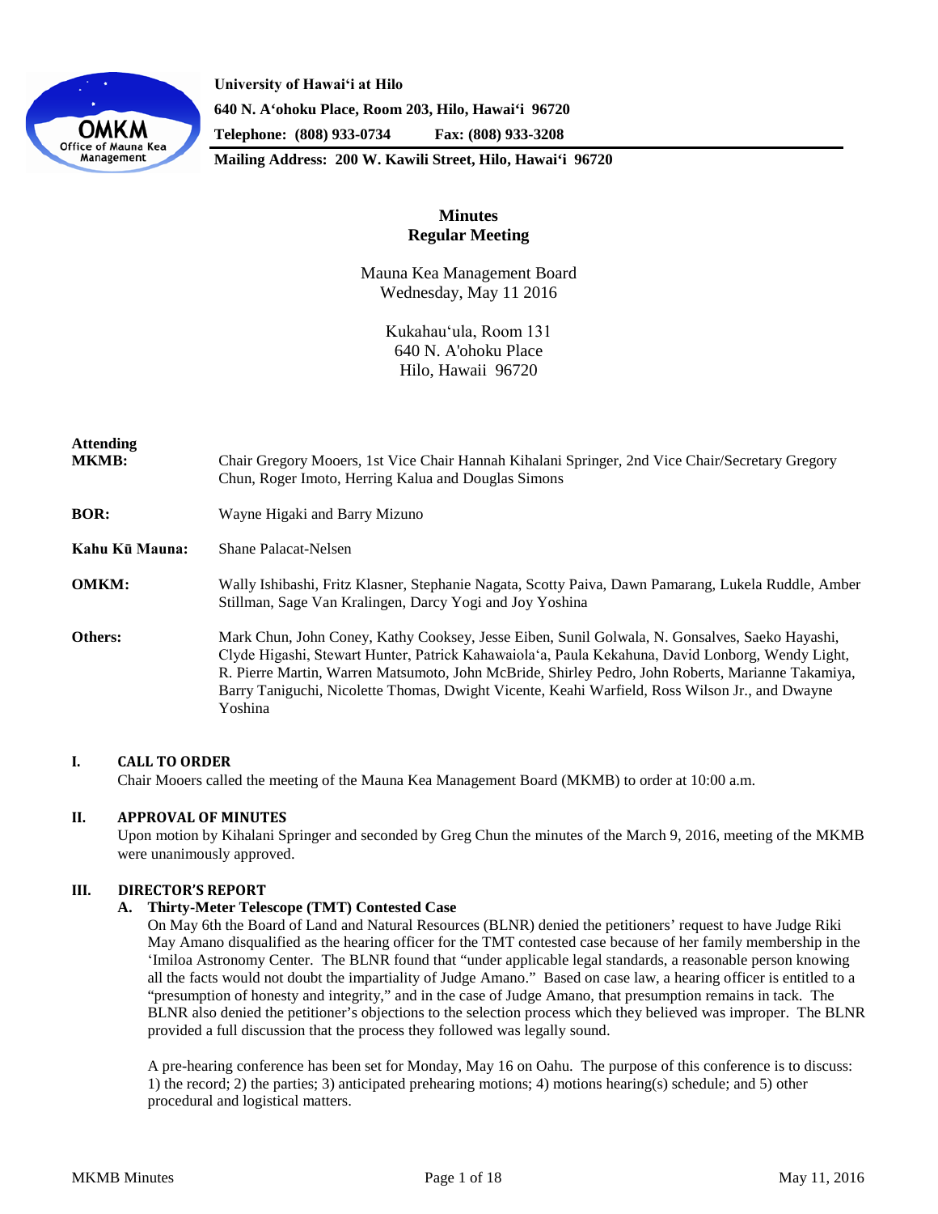University of Hawaiʻi at Hilo
640 N. Aʻohoku Place, Room 203, Hilo, Hawaiʻi 96720
Telephone: (808) 933-0734 Fax: (808) 933-3208
Mailing Address: 200 W. Kawili Street, Hilo, Hawaiʻi 96720

# Minutes
## Regular Meeting

Mauna Kea Management Board
Wednesday, May 11 2016

Kukahauʻula, Room 131
640 N. A'ohoku Place
Hilo, Hawaii 96720

**Attending MKMB:** Chair Gregory Mooers, 1st Vice Chair Hannah Kihalani Springer, 2nd Vice Chair/Secretary Gregory Chun, Roger Imoto, Herring Kalua and Douglas Simons

**BOR:** Wayne Higaki and Barry Mizuno

**Kahu Kū Mauna:** Shane Palacat-Nelsen

**OMKM:** Wally Ishibashi, Fritz Klasner, Stephanie Nagata, Scotty Paiva, Dawn Pamarang, Lukela Ruddle, Amber Stillman, Sage Van Kralingen, Darcy Yogi and Joy Yoshina

**Others:** Mark Chun, John Coney, Kathy Cooksey, Jesse Eiben, Sunil Golwala, N. Gonsalves, Saeko Hayashi, Clyde Higashi, Stewart Hunter, Patrick Kahawaiolaʻa, Paula Kekahuna, David Lonborg, Wendy Light, R. Pierre Martin, Warren Matsumoto, John McBride, Shirley Pedro, John Roberts, Marianne Takamiya, Barry Taniguchi, Nicolette Thomas, Dwight Vicente, Keahi Warfield, Ross Wilson Jr., and Dwayne Yoshina

### I. CALL TO ORDER

Chair Mooers called the meeting of the Mauna Kea Management Board (MKMB) to order at 10:00 a.m.

### II. APPROVAL OF MINUTES

Upon motion by Kihalani Springer and seconded by Greg Chun the minutes of the March 9, 2016, meeting of the MKMB were unanimously approved.

### III. DIRECTOR'S REPORT

#### A. Thirty-Meter Telescope (TMT) Contested Case

On May 6th the Board of Land and Natural Resources (BLNR) denied the petitioners' request to have Judge Riki May Amano disqualified as the hearing officer for the TMT contested case because of her family membership in the ʻImiloa Astronomy Center. The BLNR found that "under applicable legal standards, a reasonable person knowing all the facts would not doubt the impartiality of Judge Amano." Based on case law, a hearing officer is entitled to a "presumption of honesty and integrity," and in the case of Judge Amano, that presumption remains in tack. The BLNR also denied the petitioner's objections to the selection process which they believed was improper. The BLNR provided a full discussion that the process they followed was legally sound.

A pre-hearing conference has been set for Monday, May 16 on Oahu. The purpose of this conference is to discuss: 1) the record; 2) the parties; 3) anticipated prehearing motions; 4) motions hearing(s) schedule; and 5) other procedural and logistical matters.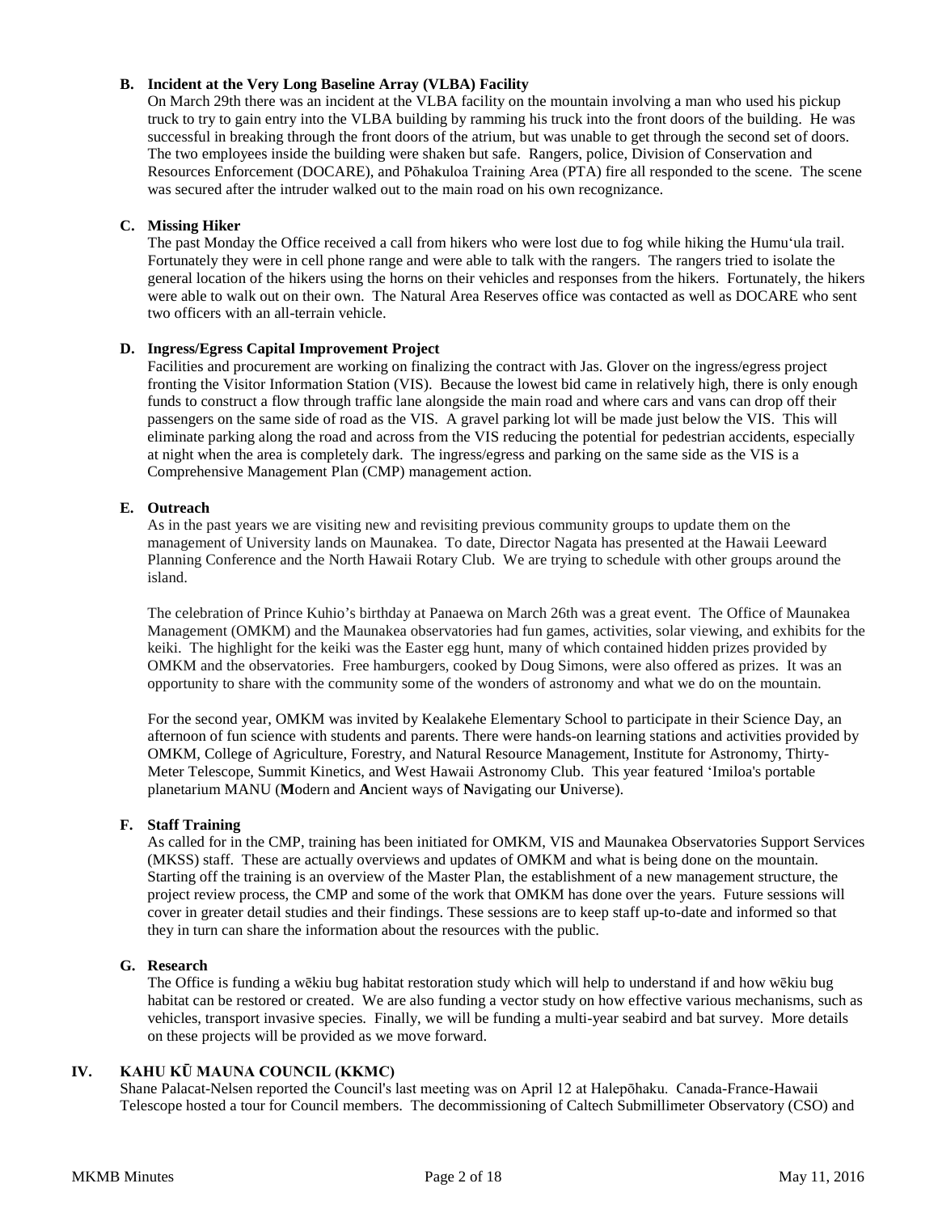### B. Incident at the Very Long Baseline Array (VLBA) Facility

On March 29th there was an incident at the VLBA facility on the mountain involving a man who used his pickup truck to try to gain entry into the VLBA building by ramming his truck into the front doors of the building. He was successful in breaking through the front doors of the atrium, but was unable to get through the second set of doors. The two employees inside the building were shaken but safe. Rangers, police, Division of Conservation and Resources Enforcement (DOCARE), and Pōhakuloa Training Area (PTA) fire all responded to the scene. The scene was secured after the intruder walked out to the main road on his own recognizance.

### C. Missing Hiker

The past Monday the Office received a call from hikers who were lost due to fog while hiking the Humu'ula trail. Fortunately they were in cell phone range and were able to talk with the rangers. The rangers tried to isolate the general location of the hikers using the horns on their vehicles and responses from the hikers. Fortunately, the hikers were able to walk out on their own. The Natural Area Reserves office was contacted as well as DOCARE who sent two officers with an all-terrain vehicle.

### D. Ingress/Egress Capital Improvement Project

Facilities and procurement are working on finalizing the contract with Jas. Glover on the ingress/egress project fronting the Visitor Information Station (VIS). Because the lowest bid came in relatively high, there is only enough funds to construct a flow through traffic lane alongside the main road and where cars and vans can drop off their passengers on the same side of road as the VIS. A gravel parking lot will be made just below the VIS. This will eliminate parking along the road and across from the VIS reducing the potential for pedestrian accidents, especially at night when the area is completely dark. The ingress/egress and parking on the same side as the VIS is a Comprehensive Management Plan (CMP) management action.

### E. Outreach

As in the past years we are visiting new and revisiting previous community groups to update them on the management of University lands on Maunakea. To date, Director Nagata has presented at the Hawaii Leeward Planning Conference and the North Hawaii Rotary Club. We are trying to schedule with other groups around the island.

The celebration of Prince Kuhio's birthday at Panaewa on March 26th was a great event. The Office of Maunakea Management (OMKM) and the Maunakea observatories had fun games, activities, solar viewing, and exhibits for the keiki. The highlight for the keiki was the Easter egg hunt, many of which contained hidden prizes provided by OMKM and the observatories. Free hamburgers, cooked by Doug Simons, were also offered as prizes. It was an opportunity to share with the community some of the wonders of astronomy and what we do on the mountain.

For the second year, OMKM was invited by Kealakehe Elementary School to participate in their Science Day, an afternoon of fun science with students and parents. There were hands-on learning stations and activities provided by OMKM, College of Agriculture, Forestry, and Natural Resource Management, Institute for Astronomy, Thirty-Meter Telescope, Summit Kinetics, and West Hawaii Astronomy Club. This year featured 'Imiloa's portable planetarium MANU (**M**odern and **A**ncient ways of **N**avigating our **U**niverse).

### F. Staff Training

As called for in the CMP, training has been initiated for OMKM, VIS and Maunakea Observatories Support Services (MKSS) staff. These are actually overviews and updates of OMKM and what is being done on the mountain. Starting off the training is an overview of the Master Plan, the establishment of a new management structure, the project review process, the CMP and some of the work that OMKM has done over the years. Future sessions will cover in greater detail studies and their findings. These sessions are to keep staff up-to-date and informed so that they in turn can share the information about the resources with the public.

### G. Research

The Office is funding a wēkiu bug habitat restoration study which will help to understand if and how wēkiu bug habitat can be restored or created. We are also funding a vector study on how effective various mechanisms, such as vehicles, transport invasive species. Finally, we will be funding a multi-year seabird and bat survey. More details on these projects will be provided as we move forward.

## IV. KAHU KŪ MAUNA COUNCIL (KKMC)

Shane Palacat-Nelsen reported the Council's last meeting was on April 12 at Halepōhaku. Canada-France-Hawaii Telescope hosted a tour for Council members. The decommissioning of Caltech Submillimeter Observatory (CSO) and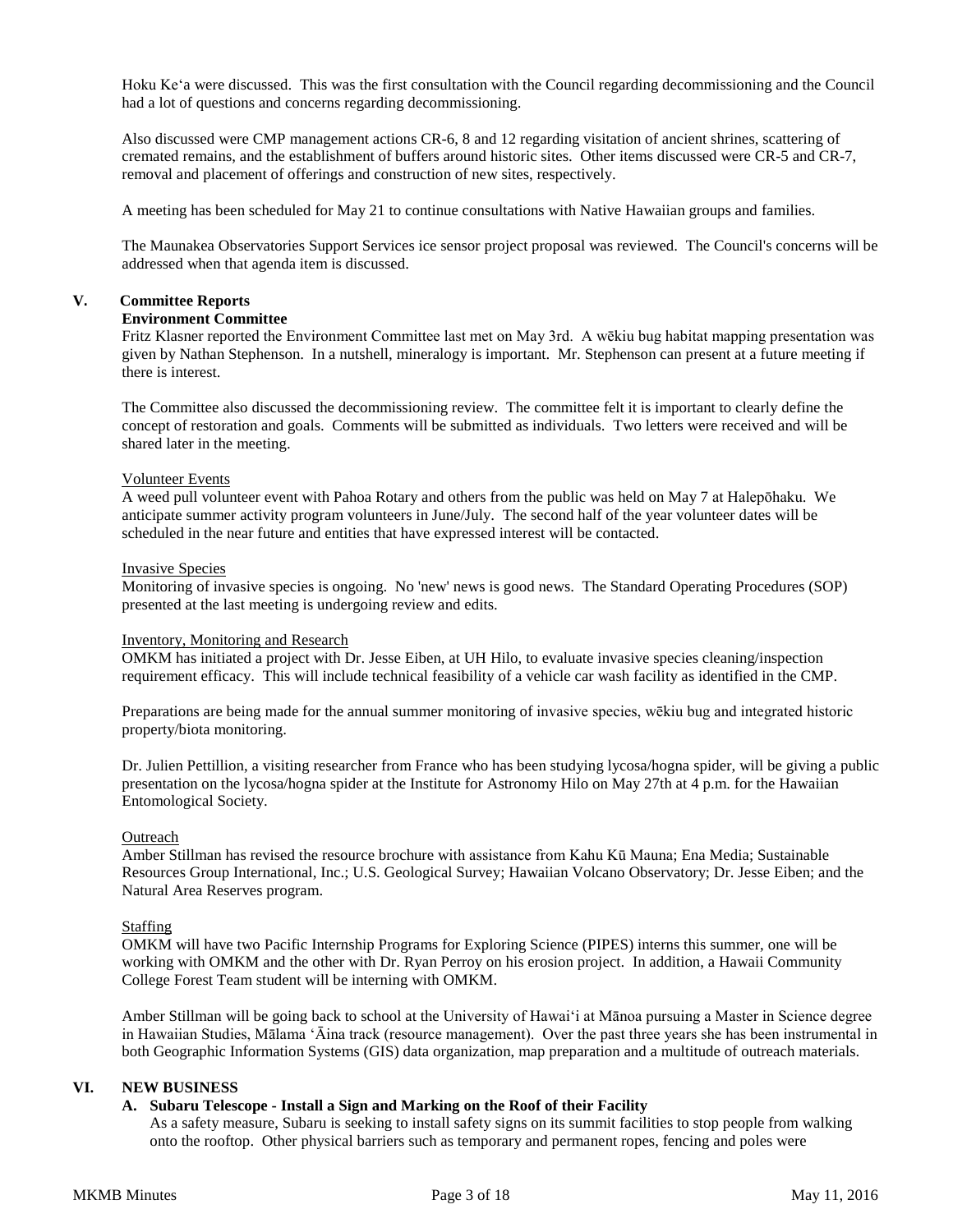Hoku Ke'a were discussed. This was the first consultation with the Council regarding decommissioning and the Council had a lot of questions and concerns regarding decommissioning.

Also discussed were CMP management actions CR-6, 8 and 12 regarding visitation of ancient shrines, scattering of cremated remains, and the establishment of buffers around historic sites. Other items discussed were CR-5 and CR-7, removal and placement of offerings and construction of new sites, respectively.

A meeting has been scheduled for May 21 to continue consultations with Native Hawaiian groups and families.

The Maunakea Observatories Support Services ice sensor project proposal was reviewed. The Council's concerns will be addressed when that agenda item is discussed.

## V. Committee Reports

**Environment Committee**

Fritz Klasner reported the Environment Committee last met on May 3rd. A wēkiu bug habitat mapping presentation was given by Nathan Stephenson. In a nutshell, mineralogy is important. Mr. Stephenson can present at a future meeting if there is interest.

The Committee also discussed the decommissioning review. The committee felt it is important to clearly define the concept of restoration and goals. Comments will be submitted as individuals. Two letters were received and will be shared later in the meeting.

Volunteer Events

A weed pull volunteer event with Pahoa Rotary and others from the public was held on May 7 at Halepōhaku. We anticipate summer activity program volunteers in June/July. The second half of the year volunteer dates will be scheduled in the near future and entities that have expressed interest will be contacted.

Invasive Species

Monitoring of invasive species is ongoing. No 'new' news is good news. The Standard Operating Procedures (SOP) presented at the last meeting is undergoing review and edits.

Inventory, Monitoring and Research

OMKM has initiated a project with Dr. Jesse Eiben, at UH Hilo, to evaluate invasive species cleaning/inspection requirement efficacy. This will include technical feasibility of a vehicle car wash facility as identified in the CMP.

Preparations are being made for the annual summer monitoring of invasive species, wēkiu bug and integrated historic property/biota monitoring.

Dr. Julien Pettillion, a visiting researcher from France who has been studying lycosa/hogna spider, will be giving a public presentation on the lycosa/hogna spider at the Institute for Astronomy Hilo on May 27th at 4 p.m. for the Hawaiian Entomological Society.

Outreach

Amber Stillman has revised the resource brochure with assistance from Kahu Kū Mauna; Ena Media; Sustainable Resources Group International, Inc.; U.S. Geological Survey; Hawaiian Volcano Observatory; Dr. Jesse Eiben; and the Natural Area Reserves program.

Staffing

OMKM will have two Pacific Internship Programs for Exploring Science (PIPES) interns this summer, one will be working with OMKM and the other with Dr. Ryan Perroy on his erosion project. In addition, a Hawaii Community College Forest Team student will be interning with OMKM.

Amber Stillman will be going back to school at the University of Hawai'i at Mānoa pursuing a Master in Science degree in Hawaiian Studies, Mālama 'Āina track (resource management). Over the past three years she has been instrumental in both Geographic Information Systems (GIS) data organization, map preparation and a multitude of outreach materials.

## VI. NEW BUSINESS

### A. Subaru Telescope - Install a Sign and Marking on the Roof of their Facility

As a safety measure, Subaru is seeking to install safety signs on its summit facilities to stop people from walking onto the rooftop. Other physical barriers such as temporary and permanent ropes, fencing and poles were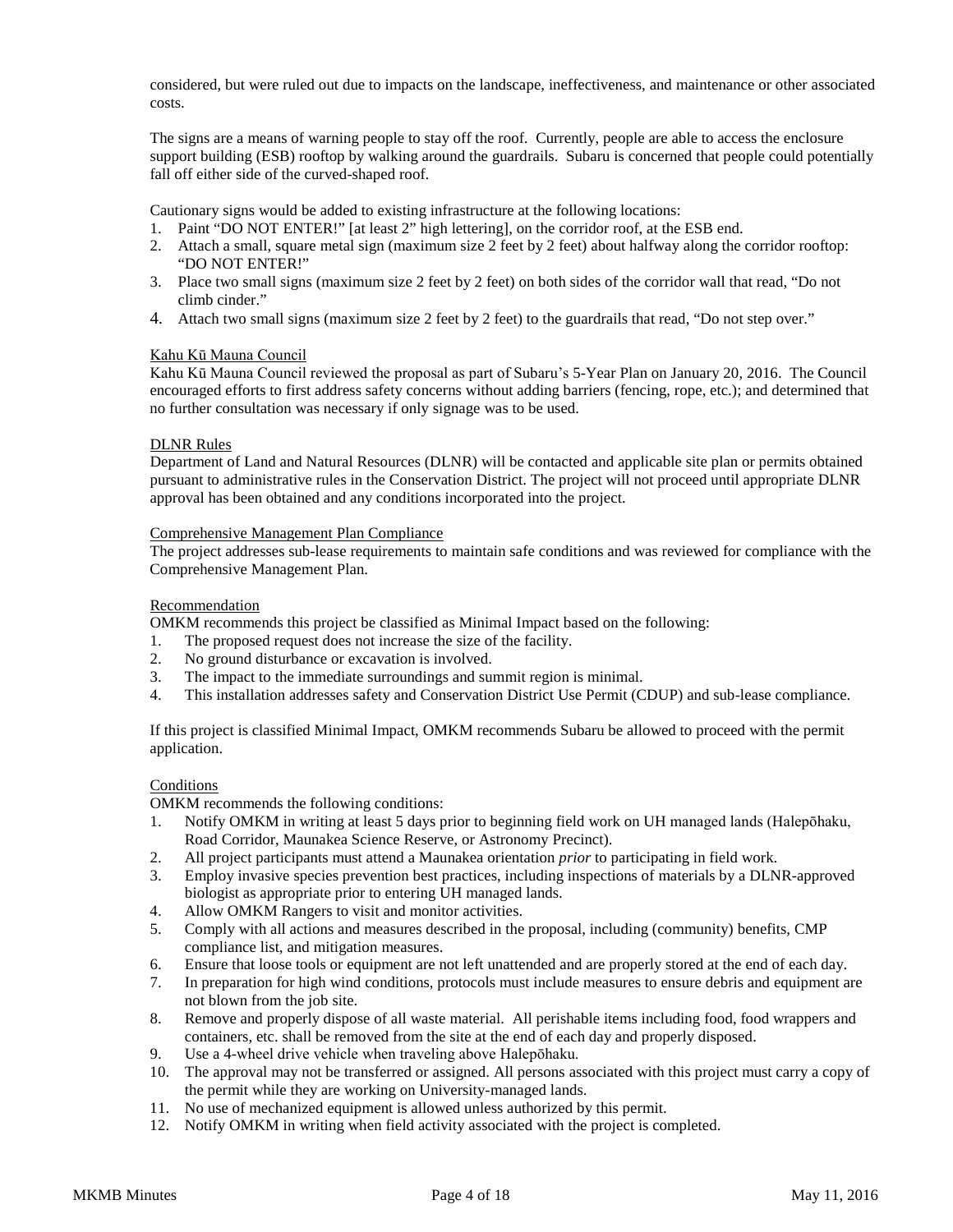considered, but were ruled out due to impacts on the landscape, ineffectiveness, and maintenance or other associated costs.

The signs are a means of warning people to stay off the roof. Currently, people are able to access the enclosure support building (ESB) rooftop by walking around the guardrails. Subaru is concerned that people could potentially fall off either side of the curved-shaped roof.

Cautionary signs would be added to existing infrastructure at the following locations:

1. Paint "DO NOT ENTER!" [at least 2" high lettering], on the corridor roof, at the ESB end.
2. Attach a small, square metal sign (maximum size 2 feet by 2 feet) about halfway along the corridor rooftop: "DO NOT ENTER!"
3. Place two small signs (maximum size 2 feet by 2 feet) on both sides of the corridor wall that read, "Do not climb cinder."
4. Attach two small signs (maximum size 2 feet by 2 feet) to the guardrails that read, "Do not step over."

Kahu Kū Mauna Council

Kahu Kū Mauna Council reviewed the proposal as part of Subaru's 5-Year Plan on January 20, 2016. The Council encouraged efforts to first address safety concerns without adding barriers (fencing, rope, etc.); and determined that no further consultation was necessary if only signage was to be used.

DLNR Rules

Department of Land and Natural Resources (DLNR) will be contacted and applicable site plan or permits obtained pursuant to administrative rules in the Conservation District. The project will not proceed until appropriate DLNR approval has been obtained and any conditions incorporated into the project.

Comprehensive Management Plan Compliance

The project addresses sub-lease requirements to maintain safe conditions and was reviewed for compliance with the Comprehensive Management Plan.

Recommendation

OMKM recommends this project be classified as Minimal Impact based on the following:

1. The proposed request does not increase the size of the facility.
2. No ground disturbance or excavation is involved.
3. The impact to the immediate surroundings and summit region is minimal.
4. This installation addresses safety and Conservation District Use Permit (CDUP) and sub-lease compliance.

If this project is classified Minimal Impact, OMKM recommends Subaru be allowed to proceed with the permit application.

Conditions

OMKM recommends the following conditions:

1. Notify OMKM in writing at least 5 days prior to beginning field work on UH managed lands (Halepōhaku, Road Corridor, Maunakea Science Reserve, or Astronomy Precinct).
2. All project participants must attend a Maunakea orientation *prior* to participating in field work.
3. Employ invasive species prevention best practices, including inspections of materials by a DLNR-approved biologist as appropriate prior to entering UH managed lands.
4. Allow OMKM Rangers to visit and monitor activities.
5. Comply with all actions and measures described in the proposal, including (community) benefits, CMP compliance list, and mitigation measures.
6. Ensure that loose tools or equipment are not left unattended and are properly stored at the end of each day.
7. In preparation for high wind conditions, protocols must include measures to ensure debris and equipment are not blown from the job site.
8. Remove and properly dispose of all waste material. All perishable items including food, food wrappers and containers, etc. shall be removed from the site at the end of each day and properly disposed.
9. Use a 4-wheel drive vehicle when traveling above Halepōhaku.
10. The approval may not be transferred or assigned. All persons associated with this project must carry a copy of the permit while they are working on University-managed lands.
11. No use of mechanized equipment is allowed unless authorized by this permit.
12. Notify OMKM in writing when field activity associated with the project is completed.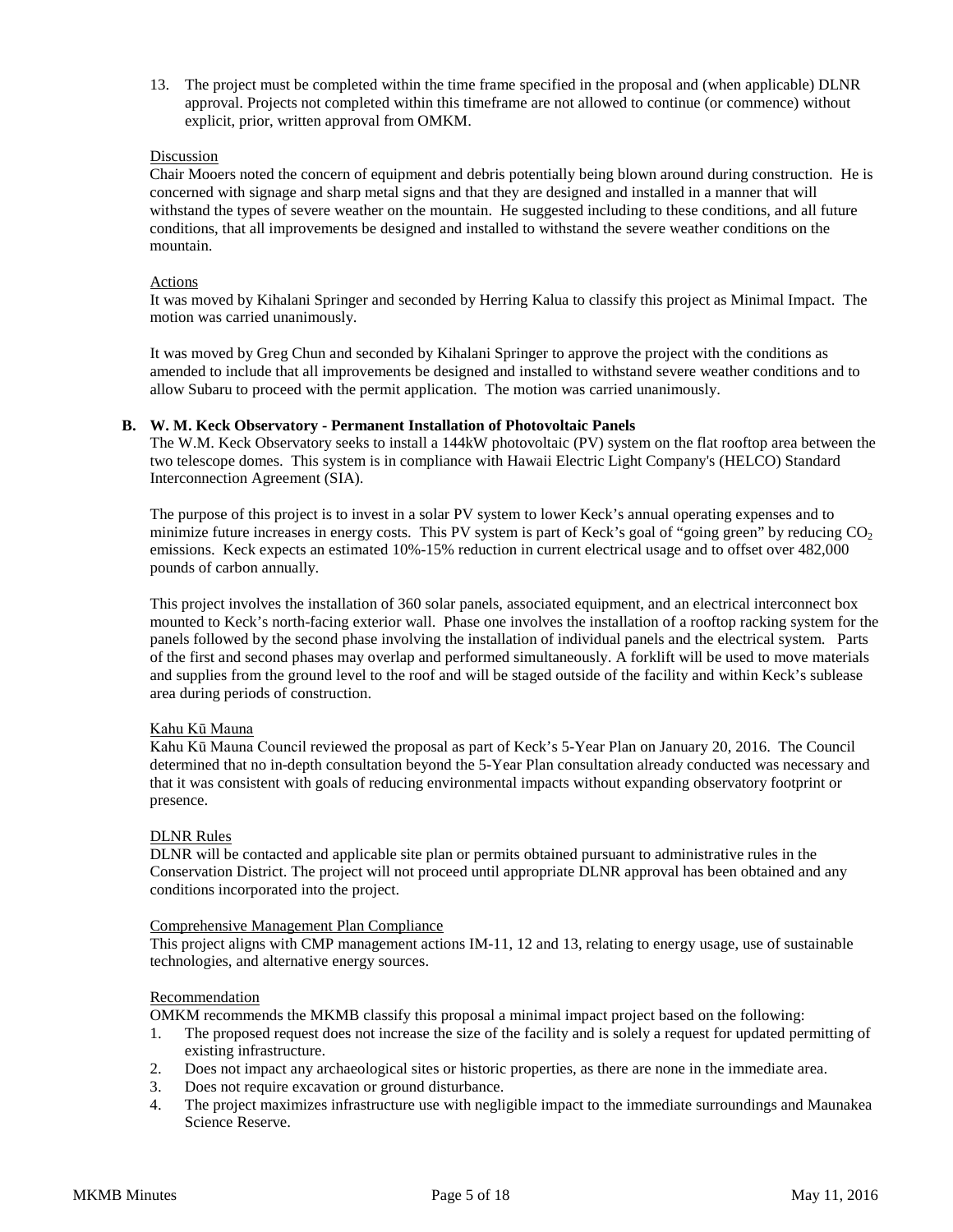13. The project must be completed within the time frame specified in the proposal and (when applicable) DLNR approval. Projects not completed within this timeframe are not allowed to continue (or commence) without explicit, prior, written approval from OMKM.

Discussion

Chair Mooers noted the concern of equipment and debris potentially being blown around during construction. He is concerned with signage and sharp metal signs and that they are designed and installed in a manner that will withstand the types of severe weather on the mountain. He suggested including to these conditions, and all future conditions, that all improvements be designed and installed to withstand the severe weather conditions on the mountain.

Actions

It was moved by Kihalani Springer and seconded by Herring Kalua to classify this project as Minimal Impact. The motion was carried unanimously.

It was moved by Greg Chun and seconded by Kihalani Springer to approve the project with the conditions as amended to include that all improvements be designed and installed to withstand severe weather conditions and to allow Subaru to proceed with the permit application. The motion was carried unanimously.

**B. W. M. Keck Observatory - Permanent Installation of Photovoltaic Panels**

The W.M. Keck Observatory seeks to install a 144kW photovoltaic (PV) system on the flat rooftop area between the two telescope domes. This system is in compliance with Hawaii Electric Light Company's (HELCO) Standard Interconnection Agreement (SIA).

The purpose of this project is to invest in a solar PV system to lower Keck's annual operating expenses and to minimize future increases in energy costs. This PV system is part of Keck's goal of "going green" by reducing $CO_2$ emissions. Keck expects an estimated 10%-15% reduction in current electrical usage and to offset over 482,000 pounds of carbon annually.

This project involves the installation of 360 solar panels, associated equipment, and an electrical interconnect box mounted to Keck's north-facing exterior wall. Phase one involves the installation of a rooftop racking system for the panels followed by the second phase involving the installation of individual panels and the electrical system. Parts of the first and second phases may overlap and performed simultaneously. A forklift will be used to move materials and supplies from the ground level to the roof and will be staged outside of the facility and within Keck's sublease area during periods of construction.

Kahu Kū Mauna

Kahu Kū Mauna Council reviewed the proposal as part of Keck's 5-Year Plan on January 20, 2016. The Council determined that no in-depth consultation beyond the 5-Year Plan consultation already conducted was necessary and that it was consistent with goals of reducing environmental impacts without expanding observatory footprint or presence.

DLNR Rules

DLNR will be contacted and applicable site plan or permits obtained pursuant to administrative rules in the Conservation District. The project will not proceed until appropriate DLNR approval has been obtained and any conditions incorporated into the project.

Comprehensive Management Plan Compliance

This project aligns with CMP management actions IM-11, 12 and 13, relating to energy usage, use of sustainable technologies, and alternative energy sources.

Recommendation

OMKM recommends the MKMB classify this proposal a minimal impact project based on the following:

1. The proposed request does not increase the size of the facility and is solely a request for updated permitting of existing infrastructure.
2. Does not impact any archaeological sites or historic properties, as there are none in the immediate area.
3. Does not require excavation or ground disturbance.
4. The project maximizes infrastructure use with negligible impact to the immediate surroundings and Maunakea Science Reserve.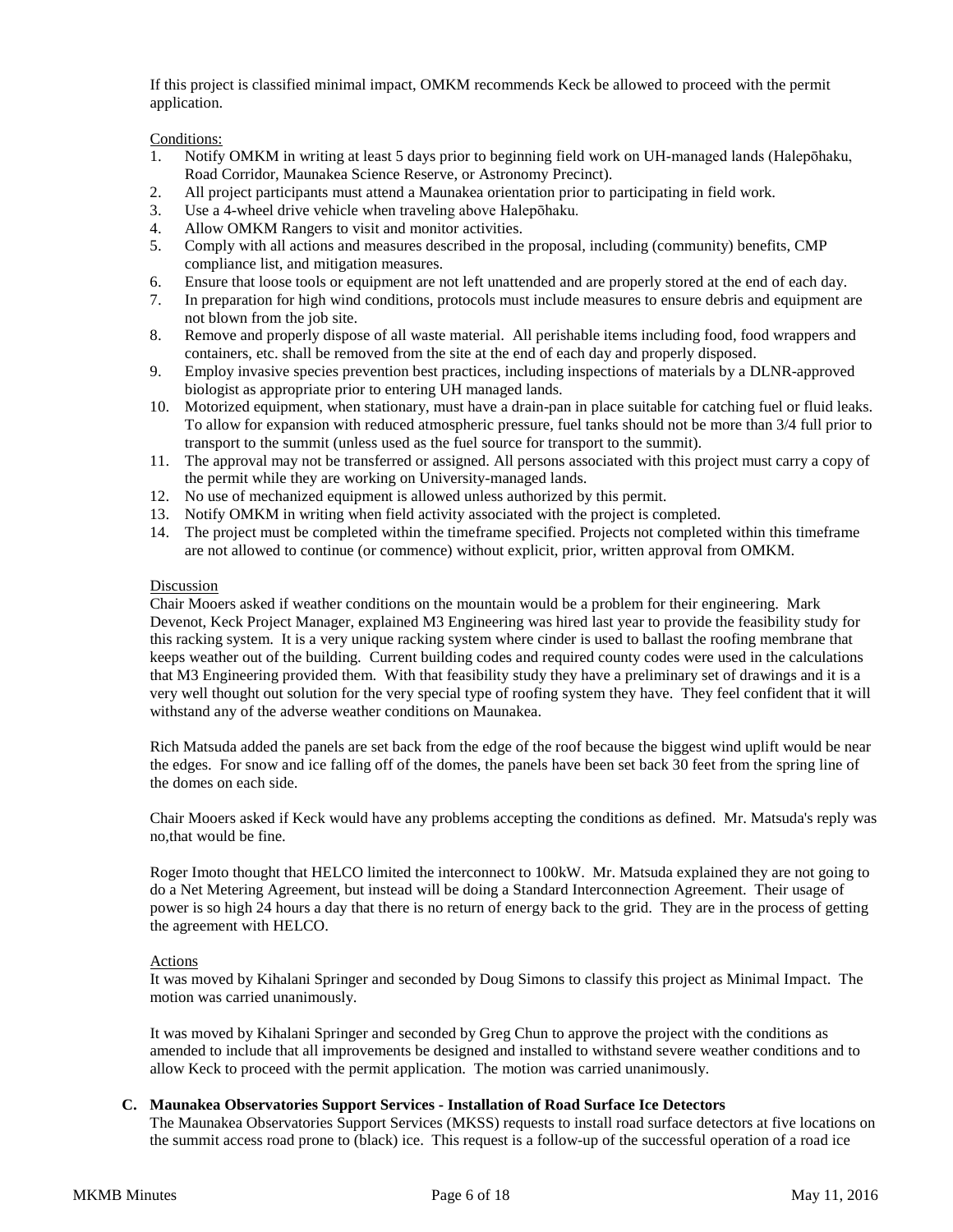If this project is classified minimal impact, OMKM recommends Keck be allowed to proceed with the permit application.

Conditions:

1. Notify OMKM in writing at least 5 days prior to beginning field work on UH-managed lands (Halepōhaku, Road Corridor, Maunakea Science Reserve, or Astronomy Precinct).
2. All project participants must attend a Maunakea orientation prior to participating in field work.
3. Use a 4-wheel drive vehicle when traveling above Halepōhaku.
4. Allow OMKM Rangers to visit and monitor activities.
5. Comply with all actions and measures described in the proposal, including (community) benefits, CMP compliance list, and mitigation measures.
6. Ensure that loose tools or equipment are not left unattended and are properly stored at the end of each day.
7. In preparation for high wind conditions, protocols must include measures to ensure debris and equipment are not blown from the job site.
8. Remove and properly dispose of all waste material. All perishable items including food, food wrappers and containers, etc. shall be removed from the site at the end of each day and properly disposed.
9. Employ invasive species prevention best practices, including inspections of materials by a DLNR-approved biologist as appropriate prior to entering UH managed lands.
10. Motorized equipment, when stationary, must have a drain-pan in place suitable for catching fuel or fluid leaks. To allow for expansion with reduced atmospheric pressure, fuel tanks should not be more than 3/4 full prior to transport to the summit (unless used as the fuel source for transport to the summit).
11. The approval may not be transferred or assigned. All persons associated with this project must carry a copy of the permit while they are working on University-managed lands.
12. No use of mechanized equipment is allowed unless authorized by this permit.
13. Notify OMKM in writing when field activity associated with the project is completed.
14. The project must be completed within the timeframe specified. Projects not completed within this timeframe are not allowed to continue (or commence) without explicit, prior, written approval from OMKM.

Discussion

Chair Mooers asked if weather conditions on the mountain would be a problem for their engineering. Mark Devenot, Keck Project Manager, explained M3 Engineering was hired last year to provide the feasibility study for this racking system. It is a very unique racking system where cinder is used to ballast the roofing membrane that keeps weather out of the building. Current building codes and required county codes were used in the calculations that M3 Engineering provided them. With that feasibility study they have a preliminary set of drawings and it is a very well thought out solution for the very special type of roofing system they have. They feel confident that it will withstand any of the adverse weather conditions on Maunakea.

Rich Matsuda added the panels are set back from the edge of the roof because the biggest wind uplift would be near the edges. For snow and ice falling off of the domes, the panels have been set back 30 feet from the spring line of the domes on each side.

Chair Mooers asked if Keck would have any problems accepting the conditions as defined. Mr. Matsuda's reply was no,that would be fine.

Roger Imoto thought that HELCO limited the interconnect to 100kW. Mr. Matsuda explained they are not going to do a Net Metering Agreement, but instead will be doing a Standard Interconnection Agreement. Their usage of power is so high 24 hours a day that there is no return of energy back to the grid. They are in the process of getting the agreement with HELCO.

Actions

It was moved by Kihalani Springer and seconded by Doug Simons to classify this project as Minimal Impact. The motion was carried unanimously.

It was moved by Kihalani Springer and seconded by Greg Chun to approve the project with the conditions as amended to include that all improvements be designed and installed to withstand severe weather conditions and to allow Keck to proceed with the permit application. The motion was carried unanimously.

**C. Maunakea Observatories Support Services - Installation of Road Surface Ice Detectors**

The Maunakea Observatories Support Services (MKSS) requests to install road surface detectors at five locations on the summit access road prone to (black) ice. This request is a follow-up of the successful operation of a road ice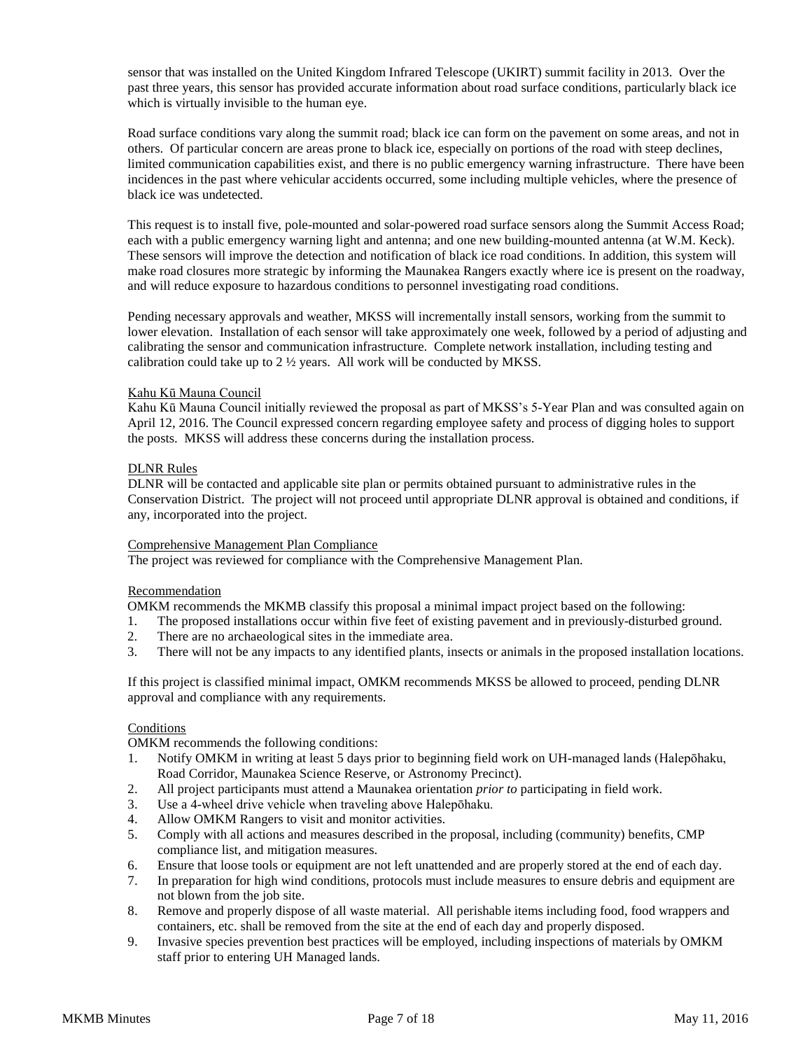sensor that was installed on the United Kingdom Infrared Telescope (UKIRT) summit facility in 2013. Over the past three years, this sensor has provided accurate information about road surface conditions, particularly black ice which is virtually invisible to the human eye.

Road surface conditions vary along the summit road; black ice can form on the pavement on some areas, and not in others. Of particular concern are areas prone to black ice, especially on portions of the road with steep declines, limited communication capabilities exist, and there is no public emergency warning infrastructure. There have been incidences in the past where vehicular accidents occurred, some including multiple vehicles, where the presence of black ice was undetected.

This request is to install five, pole-mounted and solar-powered road surface sensors along the Summit Access Road; each with a public emergency warning light and antenna; and one new building-mounted antenna (at W.M. Keck). These sensors will improve the detection and notification of black ice road conditions. In addition, this system will make road closures more strategic by informing the Maunakea Rangers exactly where ice is present on the roadway, and will reduce exposure to hazardous conditions to personnel investigating road conditions.

Pending necessary approvals and weather, MKSS will incrementally install sensors, working from the summit to lower elevation. Installation of each sensor will take approximately one week, followed by a period of adjusting and calibrating the sensor and communication infrastructure. Complete network installation, including testing and calibration could take up to 2 ½ years. All work will be conducted by MKSS.

Kahu Kū Mauna Council

Kahu Kū Mauna Council initially reviewed the proposal as part of MKSS's 5-Year Plan and was consulted again on April 12, 2016. The Council expressed concern regarding employee safety and process of digging holes to support the posts. MKSS will address these concerns during the installation process.

DLNR Rules

DLNR will be contacted and applicable site plan or permits obtained pursuant to administrative rules in the Conservation District. The project will not proceed until appropriate DLNR approval is obtained and conditions, if any, incorporated into the project.

Comprehensive Management Plan Compliance

The project was reviewed for compliance with the Comprehensive Management Plan.

Recommendation

OMKM recommends the MKMB classify this proposal a minimal impact project based on the following:

1. The proposed installations occur within five feet of existing pavement and in previously-disturbed ground.
2. There are no archaeological sites in the immediate area.
3. There will not be any impacts to any identified plants, insects or animals in the proposed installation locations.

If this project is classified minimal impact, OMKM recommends MKSS be allowed to proceed, pending DLNR approval and compliance with any requirements.

Conditions

OMKM recommends the following conditions:

1. Notify OMKM in writing at least 5 days prior to beginning field work on UH-managed lands (Halepōhaku, Road Corridor, Maunakea Science Reserve, or Astronomy Precinct).
2. All project participants must attend a Maunakea orientation *prior to* participating in field work.
3. Use a 4-wheel drive vehicle when traveling above Halepōhaku.
4. Allow OMKM Rangers to visit and monitor activities.
5. Comply with all actions and measures described in the proposal, including (community) benefits, CMP compliance list, and mitigation measures.
6. Ensure that loose tools or equipment are not left unattended and are properly stored at the end of each day.
7. In preparation for high wind conditions, protocols must include measures to ensure debris and equipment are not blown from the job site.
8. Remove and properly dispose of all waste material. All perishable items including food, food wrappers and containers, etc. shall be removed from the site at the end of each day and properly disposed.
9. Invasive species prevention best practices will be employed, including inspections of materials by OMKM staff prior to entering UH Managed lands.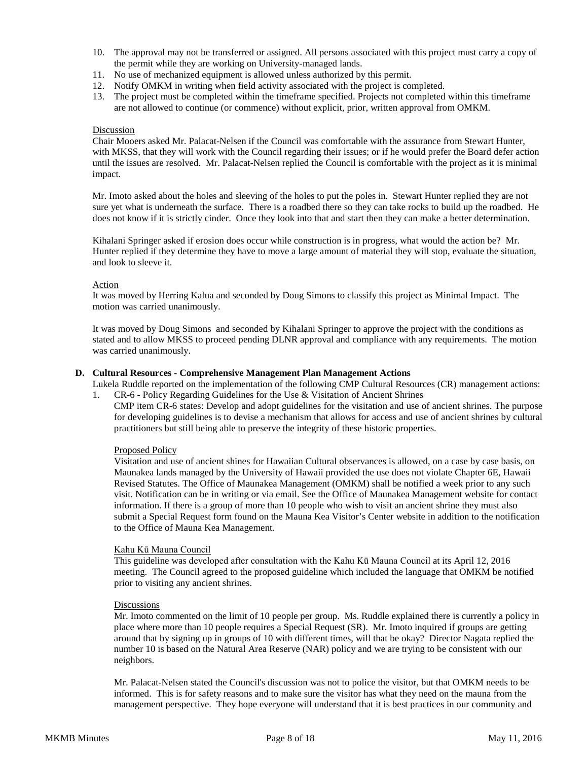10. The approval may not be transferred or assigned. All persons associated with this project must carry a copy of the permit while they are working on University-managed lands.
11. No use of mechanized equipment is allowed unless authorized by this permit.
12. Notify OMKM in writing when field activity associated with the project is completed.
13. The project must be completed within the timeframe specified. Projects not completed within this timeframe are not allowed to continue (or commence) without explicit, prior, written approval from OMKM.

Discussion

Chair Mooers asked Mr. Palacat-Nelsen if the Council was comfortable with the assurance from Stewart Hunter, with MKSS, that they will work with the Council regarding their issues; or if he would prefer the Board defer action until the issues are resolved. Mr. Palacat-Nelsen replied the Council is comfortable with the project as it is minimal impact.

Mr. Imoto asked about the holes and sleeving of the holes to put the poles in. Stewart Hunter replied they are not sure yet what is underneath the surface. There is a roadbed there so they can take rocks to build up the roadbed. He does not know if it is strictly cinder. Once they look into that and start then they can make a better determination.

Kihalani Springer asked if erosion does occur while construction is in progress, what would the action be? Mr. Hunter replied if they determine they have to move a large amount of material they will stop, evaluate the situation, and look to sleeve it.

Action

It was moved by Herring Kalua and seconded by Doug Simons to classify this project as Minimal Impact. The motion was carried unanimously.

It was moved by Doug Simons and seconded by Kihalani Springer to approve the project with the conditions as stated and to allow MKSS to proceed pending DLNR approval and compliance with any requirements. The motion was carried unanimously.

**D. Cultural Resources - Comprehensive Management Plan Management Actions**

Lukela Ruddle reported on the implementation of the following CMP Cultural Resources (CR) management actions:

1. CR-6 - Policy Regarding Guidelines for the Use & Visitation of Ancient Shrines

   CMP item CR-6 states: Develop and adopt guidelines for the visitation and use of ancient shrines. The purpose for developing guidelines is to devise a mechanism that allows for access and use of ancient shrines by cultural practitioners but still being able to preserve the integrity of these historic properties.

   Proposed Policy

   Visitation and use of ancient shines for Hawaiian Cultural observances is allowed, on a case by case basis, on Maunakea lands managed by the University of Hawaii provided the use does not violate Chapter 6E, Hawaii Revised Statutes. The Office of Maunakea Management (OMKM) shall be notified a week prior to any such visit. Notification can be in writing or via email. See the Office of Maunakea Management website for contact information. If there is a group of more than 10 people who wish to visit an ancient shrine they must also submit a Special Request form found on the Mauna Kea Visitor's Center website in addition to the notification to the Office of Mauna Kea Management.

   Kahu Kū Mauna Council

   This guideline was developed after consultation with the Kahu Kū Mauna Council at its April 12, 2016 meeting. The Council agreed to the proposed guideline which included the language that OMKM be notified prior to visiting any ancient shrines.

   Discussions

   Mr. Imoto commented on the limit of 10 people per group. Ms. Ruddle explained there is currently a policy in place where more than 10 people requires a Special Request (SR). Mr. Imoto inquired if groups are getting around that by signing up in groups of 10 with different times, will that be okay? Director Nagata replied the number 10 is based on the Natural Area Reserve (NAR) policy and we are trying to be consistent with our neighbors.

   Mr. Palacat-Nelsen stated the Council's discussion was not to police the visitor, but that OMKM needs to be informed. This is for safety reasons and to make sure the visitor has what they need on the mauna from the management perspective. They hope everyone will understand that it is best practices in our community and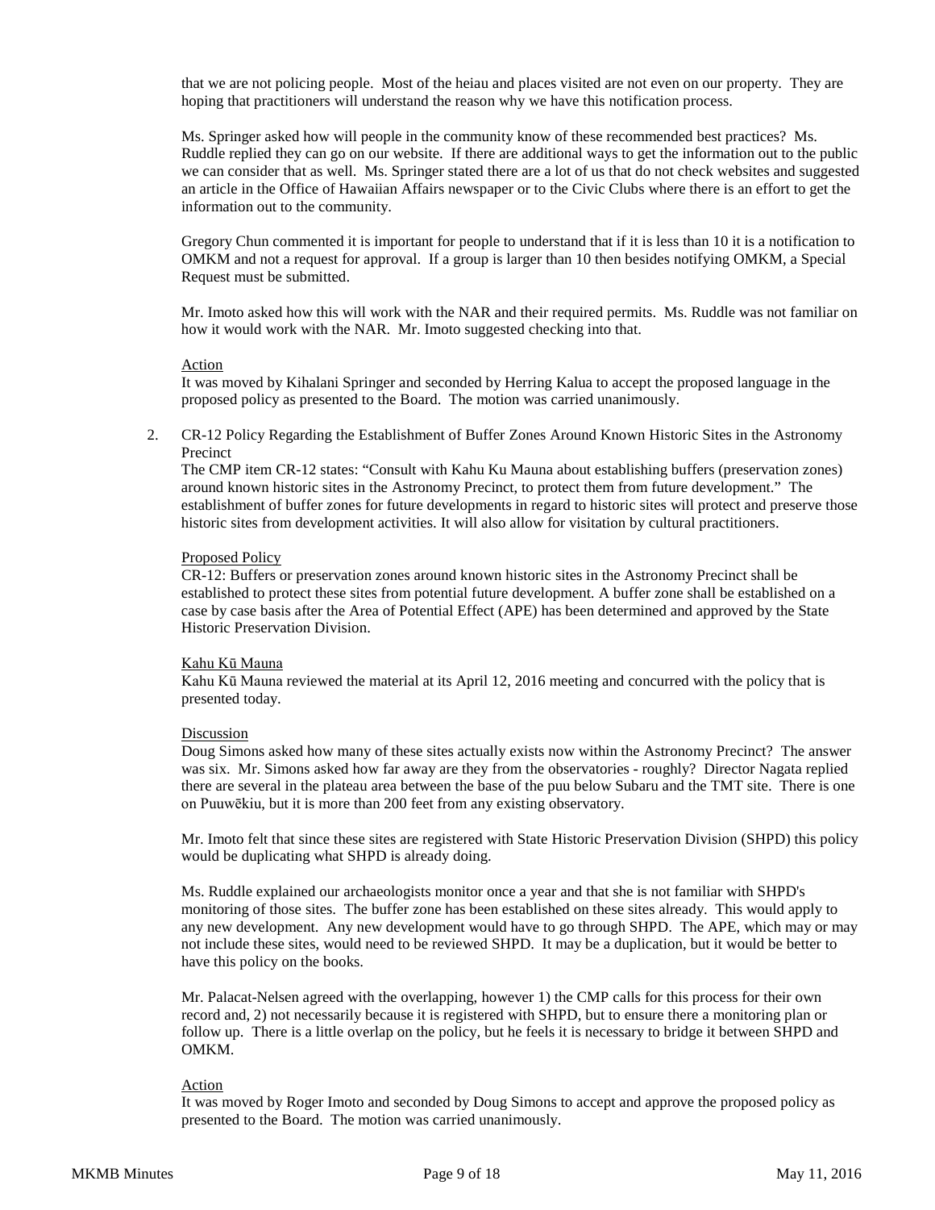that we are not policing people. Most of the heiau and places visited are not even on our property. They are hoping that practitioners will understand the reason why we have this notification process.

Ms. Springer asked how will people in the community know of these recommended best practices? Ms. Ruddle replied they can go on our website. If there are additional ways to get the information out to the public we can consider that as well. Ms. Springer stated there are a lot of us that do not check websites and suggested an article in the Office of Hawaiian Affairs newspaper or to the Civic Clubs where there is an effort to get the information out to the community.

Gregory Chun commented it is important for people to understand that if it is less than 10 it is a notification to OMKM and not a request for approval. If a group is larger than 10 then besides notifying OMKM, a Special Request must be submitted.

Mr. Imoto asked how this will work with the NAR and their required permits. Ms. Ruddle was not familiar on how it would work with the NAR. Mr. Imoto suggested checking into that.

<u>Action</u>
It was moved by Kihalani Springer and seconded by Herring Kalua to accept the proposed language in the proposed policy as presented to the Board. The motion was carried unanimously.

2. CR-12 Policy Regarding the Establishment of Buffer Zones Around Known Historic Sites in the Astronomy Precinct
The CMP item CR-12 states: "Consult with Kahu Ku Mauna about establishing buffers (preservation zones) around known historic sites in the Astronomy Precinct, to protect them from future development." The establishment of buffer zones for future developments in regard to historic sites will protect and preserve those historic sites from development activities. It will also allow for visitation by cultural practitioners.

<u>Proposed Policy</u>
CR-12: Buffers or preservation zones around known historic sites in the Astronomy Precinct shall be established to protect these sites from potential future development. A buffer zone shall be established on a case by case basis after the Area of Potential Effect (APE) has been determined and approved by the State Historic Preservation Division.

<u>Kahu Kū Mauna</u>
Kahu Kū Mauna reviewed the material at its April 12, 2016 meeting and concurred with the policy that is presented today.

<u>Discussion</u>
Doug Simons asked how many of these sites actually exists now within the Astronomy Precinct? The answer was six. Mr. Simons asked how far away are they from the observatories - roughly? Director Nagata replied there are several in the plateau area between the base of the puu below Subaru and the TMT site. There is one on Puuwēkiu, but it is more than 200 feet from any existing observatory.

Mr. Imoto felt that since these sites are registered with State Historic Preservation Division (SHPD) this policy would be duplicating what SHPD is already doing.

Ms. Ruddle explained our archaeologists monitor once a year and that she is not familiar with SHPD's monitoring of those sites. The buffer zone has been established on these sites already. This would apply to any new development. Any new development would have to go through SHPD. The APE, which may or may not include these sites, would need to be reviewed SHPD. It may be a duplication, but it would be better to have this policy on the books.

Mr. Palacat-Nelsen agreed with the overlapping, however 1) the CMP calls for this process for their own record and, 2) not necessarily because it is registered with SHPD, but to ensure there a monitoring plan or follow up. There is a little overlap on the policy, but he feels it is necessary to bridge it between SHPD and OMKM.

<u>Action</u>
It was moved by Roger Imoto and seconded by Doug Simons to accept and approve the proposed policy as presented to the Board. The motion was carried unanimously.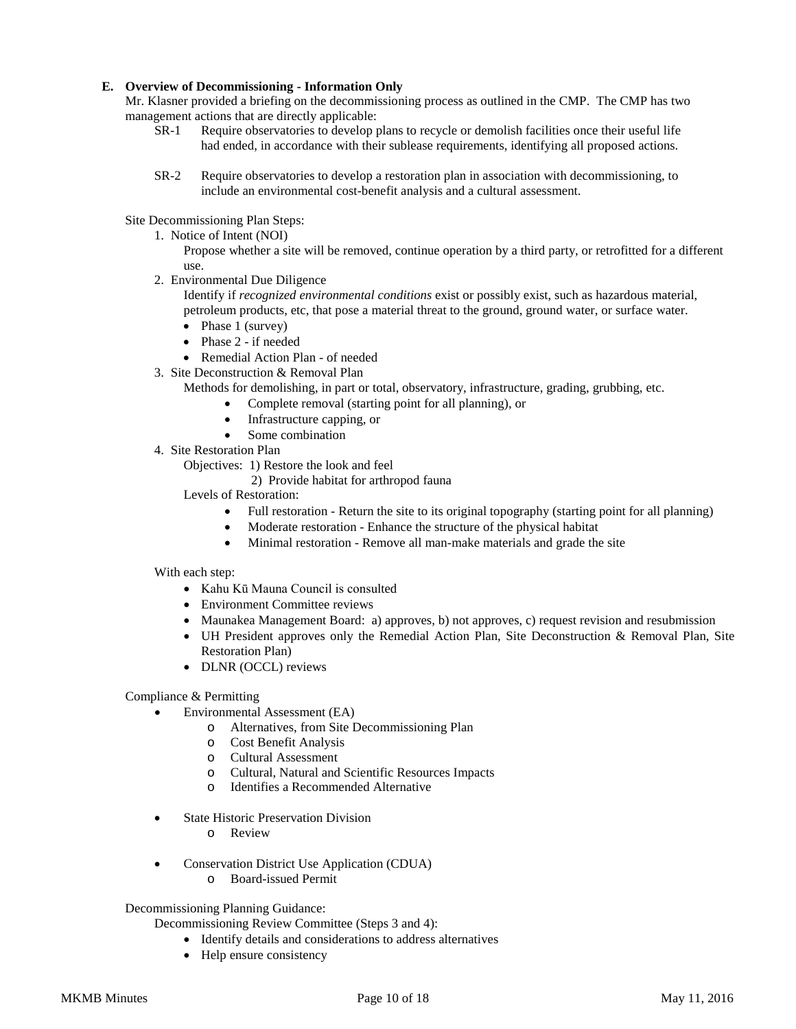**E. Overview of Decommissioning - Information Only**

Mr. Klasner provided a briefing on the decommissioning process as outlined in the CMP. The CMP has two management actions that are directly applicable:

SR-1 Require observatories to develop plans to recycle or demolish facilities once their useful life had ended, in accordance with their sublease requirements, identifying all proposed actions.

SR-2 Require observatories to develop a restoration plan in association with decommissioning, to include an environmental cost-benefit analysis and a cultural assessment.

Site Decommissioning Plan Steps:

1. Notice of Intent (NOI)
   Propose whether a site will be removed, continue operation by a third party, or retrofitted for a different use.
2. Environmental Due Diligence
   Identify if *recognized environmental conditions* exist or possibly exist, such as hazardous material, petroleum products, etc, that pose a material threat to the ground, ground water, or surface water.
   - Phase 1 (survey)
   - Phase 2 - if needed
   - Remedial Action Plan - of needed
3. Site Deconstruction & Removal Plan
   Methods for demolishing, in part or total, observatory, infrastructure, grading, grubbing, etc.
   - Complete removal (starting point for all planning), or
   - Infrastructure capping, or
   - Some combination
4. Site Restoration Plan
   Objectives: 1) Restore the look and feel
   2) Provide habitat for arthropod fauna
   Levels of Restoration:
   - Full restoration - Return the site to its original topography (starting point for all planning)
   - Moderate restoration - Enhance the structure of the physical habitat
   - Minimal restoration - Remove all man-make materials and grade the site

With each step:

- Kahu Kū Mauna Council is consulted
- Environment Committee reviews
- Maunakea Management Board: a) approves, b) not approves, c) request revision and resubmission
- UH President approves only the Remedial Action Plan, Site Deconstruction & Removal Plan, Site Restoration Plan)
- DLNR (OCCL) reviews

Compliance & Permitting

- Environmental Assessment (EA)
  - Alternatives, from Site Decommissioning Plan
  - Cost Benefit Analysis
  - Cultural Assessment
  - Cultural, Natural and Scientific Resources Impacts
  - Identifies a Recommended Alternative
- State Historic Preservation Division
  - Review
- Conservation District Use Application (CDUA)
  - Board-issued Permit

Decommissioning Planning Guidance:

Decommissioning Review Committee (Steps 3 and 4):

- Identify details and considerations to address alternatives
- Help ensure consistency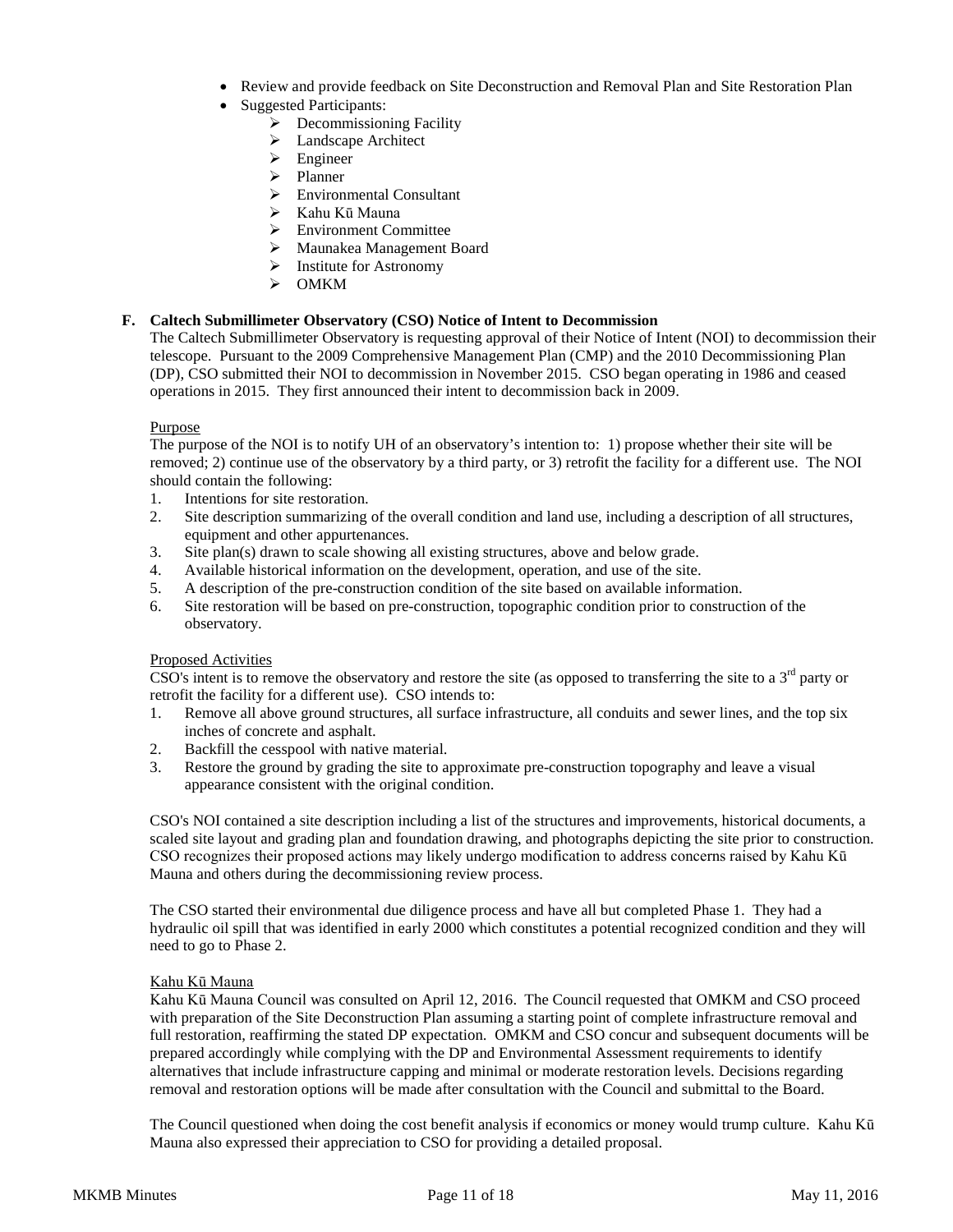- Review and provide feedback on Site Deconstruction and Removal Plan and Site Restoration Plan
- Suggested Participants:
    - Decommissioning Facility
    - Landscape Architect
    - Engineer
    - Planner
    - Environmental Consultant
    - Kahu Kū Mauna
    - Environment Committee
    - Maunakea Management Board
    - Institute for Astronomy
    - OMKM

**F. Caltech Submillimeter Observatory (CSO) Notice of Intent to Decommission**

The Caltech Submillimeter Observatory is requesting approval of their Notice of Intent (NOI) to decommission their telescope. Pursuant to the 2009 Comprehensive Management Plan (CMP) and the 2010 Decommissioning Plan (DP), CSO submitted their NOI to decommission in November 2015. CSO began operating in 1986 and ceased operations in 2015. They first announced their intent to decommission back in 2009.

Purpose

The purpose of the NOI is to notify UH of an observatory's intention to: 1) propose whether their site will be removed; 2) continue use of the observatory by a third party, or 3) retrofit the facility for a different use. The NOI should contain the following:

1. Intentions for site restoration.
2. Site description summarizing of the overall condition and land use, including a description of all structures, equipment and other appurtenances.
3. Site plan(s) drawn to scale showing all existing structures, above and below grade.
4. Available historical information on the development, operation, and use of the site.
5. A description of the pre-construction condition of the site based on available information.
6. Site restoration will be based on pre-construction, topographic condition prior to construction of the observatory.

Proposed Activities

CSO's intent is to remove the observatory and restore the site (as opposed to transferring the site to a 3rd party or retrofit the facility for a different use). CSO intends to:

1. Remove all above ground structures, all surface infrastructure, all conduits and sewer lines, and the top six inches of concrete and asphalt.
2. Backfill the cesspool with native material.
3. Restore the ground by grading the site to approximate pre-construction topography and leave a visual appearance consistent with the original condition.

CSO's NOI contained a site description including a list of the structures and improvements, historical documents, a scaled site layout and grading plan and foundation drawing, and photographs depicting the site prior to construction. CSO recognizes their proposed actions may likely undergo modification to address concerns raised by Kahu Kū Mauna and others during the decommissioning review process.

The CSO started their environmental due diligence process and have all but completed Phase 1. They had a hydraulic oil spill that was identified in early 2000 which constitutes a potential recognized condition and they will need to go to Phase 2.

Kahu Kū Mauna

Kahu Kū Mauna Council was consulted on April 12, 2016. The Council requested that OMKM and CSO proceed with preparation of the Site Deconstruction Plan assuming a starting point of complete infrastructure removal and full restoration, reaffirming the stated DP expectation. OMKM and CSO concur and subsequent documents will be prepared accordingly while complying with the DP and Environmental Assessment requirements to identify alternatives that include infrastructure capping and minimal or moderate restoration levels. Decisions regarding removal and restoration options will be made after consultation with the Council and submittal to the Board.

The Council questioned when doing the cost benefit analysis if economics or money would trump culture. Kahu Kū Mauna also expressed their appreciation to CSO for providing a detailed proposal.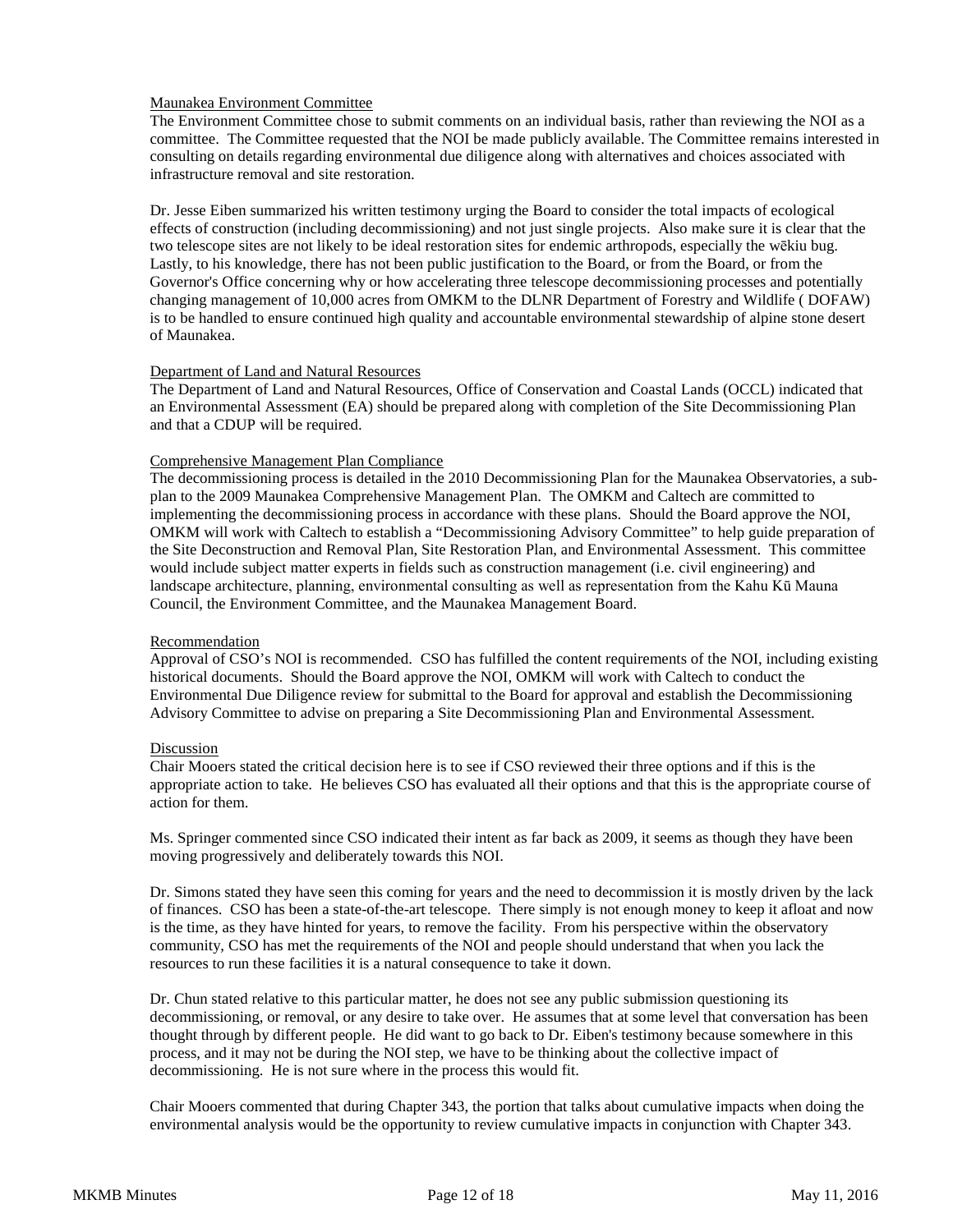Maunakea Environment Committee

The Environment Committee chose to submit comments on an individual basis, rather than reviewing the NOI as a committee. The Committee requested that the NOI be made publicly available. The Committee remains interested in consulting on details regarding environmental due diligence along with alternatives and choices associated with infrastructure removal and site restoration.

Dr. Jesse Eiben summarized his written testimony urging the Board to consider the total impacts of ecological effects of construction (including decommissioning) and not just single projects. Also make sure it is clear that the two telescope sites are not likely to be ideal restoration sites for endemic arthropods, especially the wēkiu bug. Lastly, to his knowledge, there has not been public justification to the Board, or from the Board, or from the Governor's Office concerning why or how accelerating three telescope decommissioning processes and potentially changing management of 10,000 acres from OMKM to the DLNR Department of Forestry and Wildlife ( DOFAW) is to be handled to ensure continued high quality and accountable environmental stewardship of alpine stone desert of Maunakea.

Department of Land and Natural Resources

The Department of Land and Natural Resources, Office of Conservation and Coastal Lands (OCCL) indicated that an Environmental Assessment (EA) should be prepared along with completion of the Site Decommissioning Plan and that a CDUP will be required.

Comprehensive Management Plan Compliance

The decommissioning process is detailed in the 2010 Decommissioning Plan for the Maunakea Observatories, a sub-plan to the 2009 Maunakea Comprehensive Management Plan. The OMKM and Caltech are committed to implementing the decommissioning process in accordance with these plans. Should the Board approve the NOI, OMKM will work with Caltech to establish a "Decommissioning Advisory Committee" to help guide preparation of the Site Deconstruction and Removal Plan, Site Restoration Plan, and Environmental Assessment. This committee would include subject matter experts in fields such as construction management (i.e. civil engineering) and landscape architecture, planning, environmental consulting as well as representation from the Kahu Kū Mauna Council, the Environment Committee, and the Maunakea Management Board.

Recommendation

Approval of CSO's NOI is recommended. CSO has fulfilled the content requirements of the NOI, including existing historical documents. Should the Board approve the NOI, OMKM will work with Caltech to conduct the Environmental Due Diligence review for submittal to the Board for approval and establish the Decommissioning Advisory Committee to advise on preparing a Site Decommissioning Plan and Environmental Assessment.

Discussion

Chair Mooers stated the critical decision here is to see if CSO reviewed their three options and if this is the appropriate action to take. He believes CSO has evaluated all their options and that this is the appropriate course of action for them.

Ms. Springer commented since CSO indicated their intent as far back as 2009, it seems as though they have been moving progressively and deliberately towards this NOI.

Dr. Simons stated they have seen this coming for years and the need to decommission it is mostly driven by the lack of finances. CSO has been a state-of-the-art telescope. There simply is not enough money to keep it afloat and now is the time, as they have hinted for years, to remove the facility. From his perspective within the observatory community, CSO has met the requirements of the NOI and people should understand that when you lack the resources to run these facilities it is a natural consequence to take it down.

Dr. Chun stated relative to this particular matter, he does not see any public submission questioning its decommissioning, or removal, or any desire to take over. He assumes that at some level that conversation has been thought through by different people. He did want to go back to Dr. Eiben's testimony because somewhere in this process, and it may not be during the NOI step, we have to be thinking about the collective impact of decommissioning. He is not sure where in the process this would fit.

Chair Mooers commented that during Chapter 343, the portion that talks about cumulative impacts when doing the environmental analysis would be the opportunity to review cumulative impacts in conjunction with Chapter 343.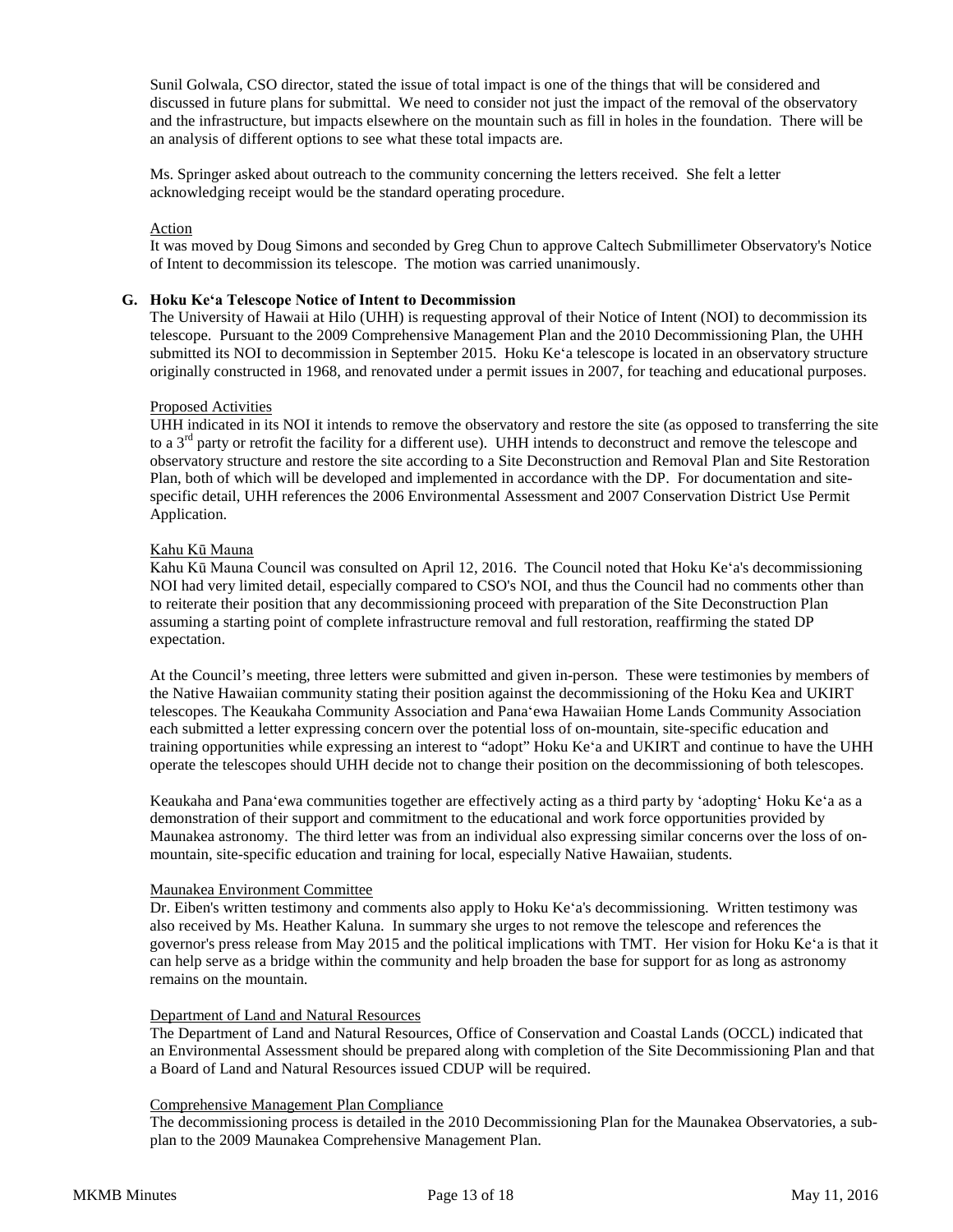Sunil Golwala, CSO director, stated the issue of total impact is one of the things that will be considered and discussed in future plans for submittal. We need to consider not just the impact of the removal of the observatory and the infrastructure, but impacts elsewhere on the mountain such as fill in holes in the foundation. There will be an analysis of different options to see what these total impacts are.

Ms. Springer asked about outreach to the community concerning the letters received. She felt a letter acknowledging receipt would be the standard operating procedure.

Action

It was moved by Doug Simons and seconded by Greg Chun to approve Caltech Submillimeter Observatory's Notice of Intent to decommission its telescope. The motion was carried unanimously.

**G. Hoku Keʻa Telescope Notice of Intent to Decommission**

The University of Hawaii at Hilo (UHH) is requesting approval of their Notice of Intent (NOI) to decommission its telescope. Pursuant to the 2009 Comprehensive Management Plan and the 2010 Decommissioning Plan, the UHH submitted its NOI to decommission in September 2015. Hoku Keʻa telescope is located in an observatory structure originally constructed in 1968, and renovated under a permit issues in 2007, for teaching and educational purposes.

Proposed Activities

UHH indicated in its NOI it intends to remove the observatory and restore the site (as opposed to transferring the site to a 3rd party or retrofit the facility for a different use). UHH intends to deconstruct and remove the telescope and observatory structure and restore the site according to a Site Deconstruction and Removal Plan and Site Restoration Plan, both of which will be developed and implemented in accordance with the DP. For documentation and site-specific detail, UHH references the 2006 Environmental Assessment and 2007 Conservation District Use Permit Application.

Kahu Kū Mauna

Kahu Kū Mauna Council was consulted on April 12, 2016. The Council noted that Hoku Keʻa's decommissioning NOI had very limited detail, especially compared to CSO's NOI, and thus the Council had no comments other than to reiterate their position that any decommissioning proceed with preparation of the Site Deconstruction Plan assuming a starting point of complete infrastructure removal and full restoration, reaffirming the stated DP expectation.

At the Council's meeting, three letters were submitted and given in-person. These were testimonies by members of the Native Hawaiian community stating their position against the decommissioning of the Hoku Kea and UKIRT telescopes. The Keaukaha Community Association and Panaʻewa Hawaiian Home Lands Community Association each submitted a letter expressing concern over the potential loss of on-mountain, site-specific education and training opportunities while expressing an interest to "adopt" Hoku Keʻa and UKIRT and continue to have the UHH operate the telescopes should UHH decide not to change their position on the decommissioning of both telescopes.

Keaukaha and Panaʻewa communities together are effectively acting as a third party by ʻadoptingʻ Hoku Keʻa as a demonstration of their support and commitment to the educational and work force opportunities provided by Maunakea astronomy. The third letter was from an individual also expressing similar concerns over the loss of on-mountain, site-specific education and training for local, especially Native Hawaiian, students.

Maunakea Environment Committee

Dr. Eiben's written testimony and comments also apply to Hoku Keʻa's decommissioning. Written testimony was also received by Ms. Heather Kaluna. In summary she urges to not remove the telescope and references the governor's press release from May 2015 and the political implications with TMT. Her vision for Hoku Keʻa is that it can help serve as a bridge within the community and help broaden the base for support for as long as astronomy remains on the mountain.

Department of Land and Natural Resources

The Department of Land and Natural Resources, Office of Conservation and Coastal Lands (OCCL) indicated that an Environmental Assessment should be prepared along with completion of the Site Decommissioning Plan and that a Board of Land and Natural Resources issued CDUP will be required.

Comprehensive Management Plan Compliance

The decommissioning process is detailed in the 2010 Decommissioning Plan for the Maunakea Observatories, a sub-plan to the 2009 Maunakea Comprehensive Management Plan.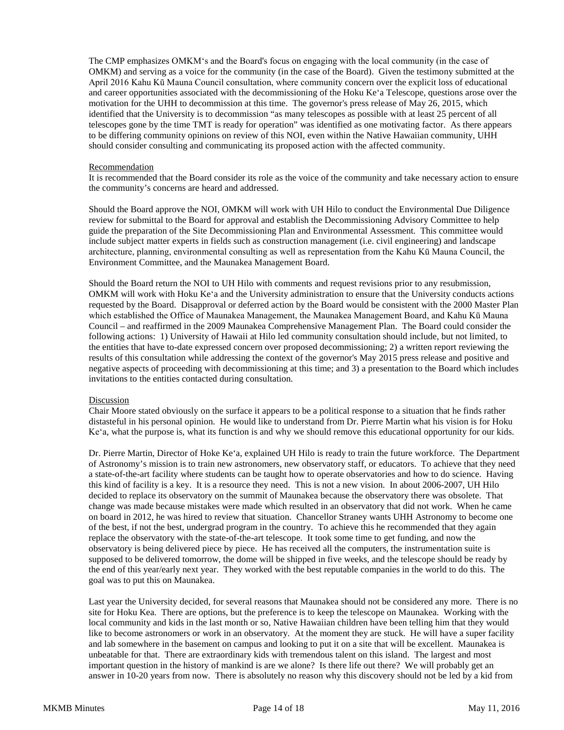The CMP emphasizes OMKM's and the Board's focus on engaging with the local community (in the case of OMKM) and serving as a voice for the community (in the case of the Board). Given the testimony submitted at the April 2016 Kahu Kū Mauna Council consultation, where community concern over the explicit loss of educational and career opportunities associated with the decommissioning of the Hoku Ke'a Telescope, questions arose over the motivation for the UHH to decommission at this time. The governor's press release of May 26, 2015, which identified that the University is to decommission "as many telescopes as possible with at least 25 percent of all telescopes gone by the time TMT is ready for operation" was identified as one motivating factor. As there appears to be differing community opinions on review of this NOI, even within the Native Hawaiian community, UHH should consider consulting and communicating its proposed action with the affected community.

Recommendation

It is recommended that the Board consider its role as the voice of the community and take necessary action to ensure the community's concerns are heard and addressed.

Should the Board approve the NOI, OMKM will work with UH Hilo to conduct the Environmental Due Diligence review for submittal to the Board for approval and establish the Decommissioning Advisory Committee to help guide the preparation of the Site Decommissioning Plan and Environmental Assessment. This committee would include subject matter experts in fields such as construction management (i.e. civil engineering) and landscape architecture, planning, environmental consulting as well as representation from the Kahu Kū Mauna Council, the Environment Committee, and the Maunakea Management Board.

Should the Board return the NOI to UH Hilo with comments and request revisions prior to any resubmission, OMKM will work with Hoku Ke'a and the University administration to ensure that the University conducts actions requested by the Board. Disapproval or deferred action by the Board would be consistent with the 2000 Master Plan which established the Office of Maunakea Management, the Maunakea Management Board, and Kahu Kū Mauna Council – and reaffirmed in the 2009 Maunakea Comprehensive Management Plan. The Board could consider the following actions: 1) University of Hawaii at Hilo led community consultation should include, but not limited, to the entities that have to-date expressed concern over proposed decommissioning; 2) a written report reviewing the results of this consultation while addressing the context of the governor's May 2015 press release and positive and negative aspects of proceeding with decommissioning at this time; and 3) a presentation to the Board which includes invitations to the entities contacted during consultation.

Discussion

Chair Moore stated obviously on the surface it appears to be a political response to a situation that he finds rather distasteful in his personal opinion. He would like to understand from Dr. Pierre Martin what his vision is for Hoku Ke'a, what the purpose is, what its function is and why we should remove this educational opportunity for our kids.

Dr. Pierre Martin, Director of Hoke Ke'a, explained UH Hilo is ready to train the future workforce. The Department of Astronomy's mission is to train new astronomers, new observatory staff, or educators. To achieve that they need a state-of-the-art facility where students can be taught how to operate observatories and how to do science. Having this kind of facility is a key. It is a resource they need. This is not a new vision. In about 2006-2007, UH Hilo decided to replace its observatory on the summit of Maunakea because the observatory there was obsolete. That change was made because mistakes were made which resulted in an observatory that did not work. When he came on board in 2012, he was hired to review that situation. Chancellor Straney wants UHH Astronomy to become one of the best, if not the best, undergrad program in the country. To achieve this he recommended that they again replace the observatory with the state-of-the-art telescope. It took some time to get funding, and now the observatory is being delivered piece by piece. He has received all the computers, the instrumentation suite is supposed to be delivered tomorrow, the dome will be shipped in five weeks, and the telescope should be ready by the end of this year/early next year. They worked with the best reputable companies in the world to do this. The goal was to put this on Maunakea.

Last year the University decided, for several reasons that Maunakea should not be considered any more. There is no site for Hoku Kea. There are options, but the preference is to keep the telescope on Maunakea. Working with the local community and kids in the last month or so, Native Hawaiian children have been telling him that they would like to become astronomers or work in an observatory. At the moment they are stuck. He will have a super facility and lab somewhere in the basement on campus and looking to put it on a site that will be excellent. Maunakea is unbeatable for that. There are extraordinary kids with tremendous talent on this island. The largest and most important question in the history of mankind is are we alone? Is there life out there? We will probably get an answer in 10-20 years from now. There is absolutely no reason why this discovery should not be led by a kid from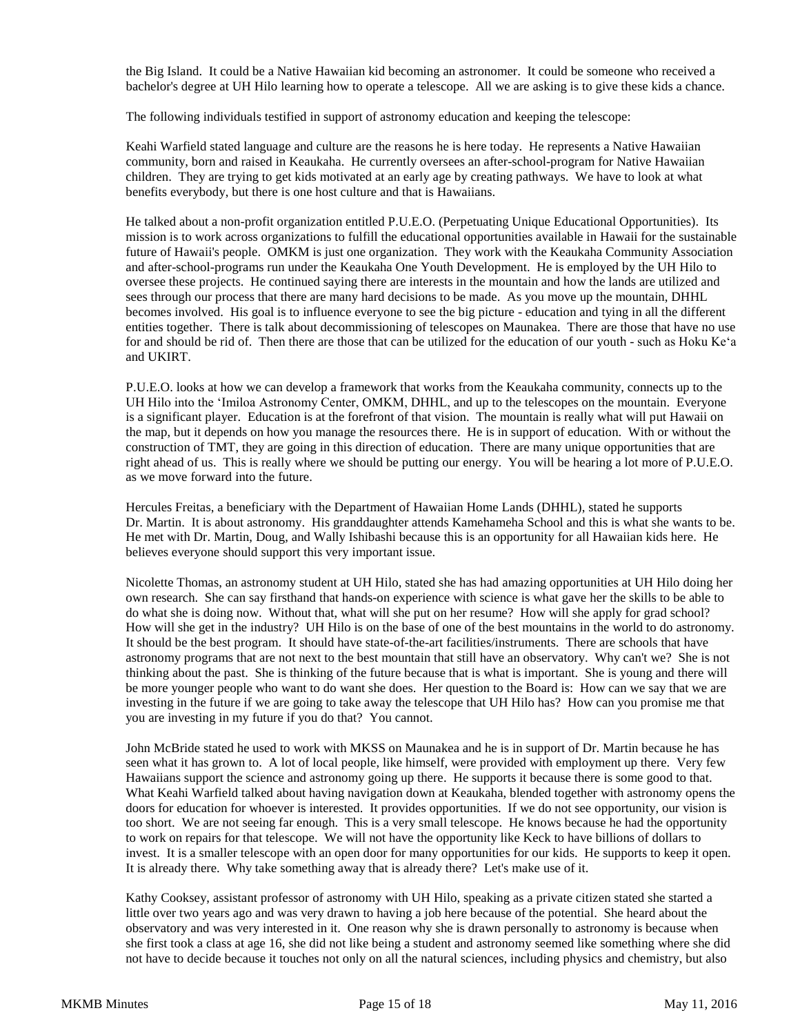the Big Island. It could be a Native Hawaiian kid becoming an astronomer. It could be someone who received a bachelor's degree at UH Hilo learning how to operate a telescope. All we are asking is to give these kids a chance.

The following individuals testified in support of astronomy education and keeping the telescope:

Keahi Warfield stated language and culture are the reasons he is here today. He represents a Native Hawaiian community, born and raised in Keaukaha. He currently oversees an after-school-program for Native Hawaiian children. They are trying to get kids motivated at an early age by creating pathways. We have to look at what benefits everybody, but there is one host culture and that is Hawaiians.

He talked about a non-profit organization entitled P.U.E.O. (Perpetuating Unique Educational Opportunities). Its mission is to work across organizations to fulfill the educational opportunities available in Hawaii for the sustainable future of Hawaii's people. OMKM is just one organization. They work with the Keaukaha Community Association and after-school-programs run under the Keaukaha One Youth Development. He is employed by the UH Hilo to oversee these projects. He continued saying there are interests in the mountain and how the lands are utilized and sees through our process that there are many hard decisions to be made. As you move up the mountain, DHHL becomes involved. His goal is to influence everyone to see the big picture - education and tying in all the different entities together. There is talk about decommissioning of telescopes on Maunakea. There are those that have no use for and should be rid of. Then there are those that can be utilized for the education of our youth - such as Hoku Ke'a and UKIRT.

P.U.E.O. looks at how we can develop a framework that works from the Keaukaha community, connects up to the UH Hilo into the 'Imiloa Astronomy Center, OMKM, DHHL, and up to the telescopes on the mountain. Everyone is a significant player. Education is at the forefront of that vision. The mountain is really what will put Hawaii on the map, but it depends on how you manage the resources there. He is in support of education. With or without the construction of TMT, they are going in this direction of education. There are many unique opportunities that are right ahead of us. This is really where we should be putting our energy. You will be hearing a lot more of P.U.E.O. as we move forward into the future.

Hercules Freitas, a beneficiary with the Department of Hawaiian Home Lands (DHHL), stated he supports Dr. Martin. It is about astronomy. His granddaughter attends Kamehameha School and this is what she wants to be. He met with Dr. Martin, Doug, and Wally Ishibashi because this is an opportunity for all Hawaiian kids here. He believes everyone should support this very important issue.

Nicolette Thomas, an astronomy student at UH Hilo, stated she has had amazing opportunities at UH Hilo doing her own research. She can say firsthand that hands-on experience with science is what gave her the skills to be able to do what she is doing now. Without that, what will she put on her resume? How will she apply for grad school? How will she get in the industry? UH Hilo is on the base of one of the best mountains in the world to do astronomy. It should be the best program. It should have state-of-the-art facilities/instruments. There are schools that have astronomy programs that are not next to the best mountain that still have an observatory. Why can't we? She is not thinking about the past. She is thinking of the future because that is what is important. She is young and there will be more younger people who want to do want she does. Her question to the Board is: How can we say that we are investing in the future if we are going to take away the telescope that UH Hilo has? How can you promise me that you are investing in my future if you do that? You cannot.

John McBride stated he used to work with MKSS on Maunakea and he is in support of Dr. Martin because he has seen what it has grown to. A lot of local people, like himself, were provided with employment up there. Very few Hawaiians support the science and astronomy going up there. He supports it because there is some good to that. What Keahi Warfield talked about having navigation down at Keaukaha, blended together with astronomy opens the doors for education for whoever is interested. It provides opportunities. If we do not see opportunity, our vision is too short. We are not seeing far enough. This is a very small telescope. He knows because he had the opportunity to work on repairs for that telescope. We will not have the opportunity like Keck to have billions of dollars to invest. It is a smaller telescope with an open door for many opportunities for our kids. He supports to keep it open. It is already there. Why take something away that is already there? Let's make use of it.

Kathy Cooksey, assistant professor of astronomy with UH Hilo, speaking as a private citizen stated she started a little over two years ago and was very drawn to having a job here because of the potential. She heard about the observatory and was very interested in it. One reason why she is drawn personally to astronomy is because when she first took a class at age 16, she did not like being a student and astronomy seemed like something where she did not have to decide because it touches not only on all the natural sciences, including physics and chemistry, but also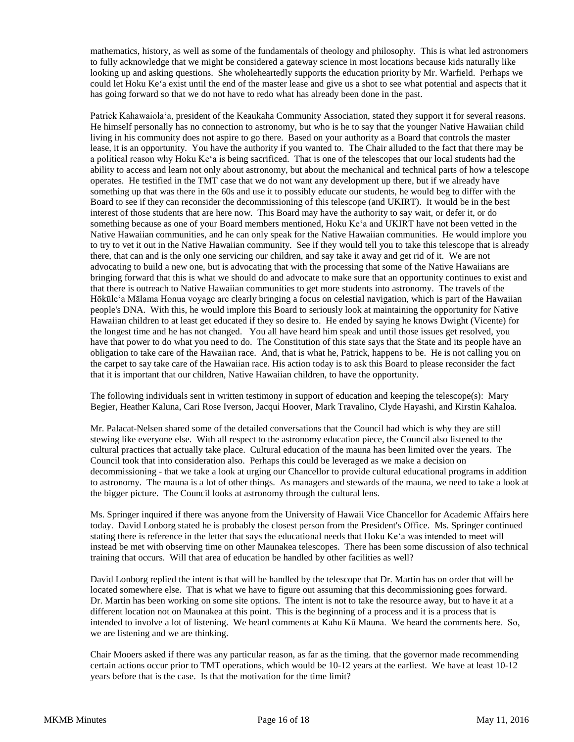mathematics, history, as well as some of the fundamentals of theology and philosophy. This is what led astronomers to fully acknowledge that we might be considered a gateway science in most locations because kids naturally like looking up and asking questions. She wholeheartedly supports the education priority by Mr. Warfield. Perhaps we could let Hoku Ke'a exist until the end of the master lease and give us a shot to see what potential and aspects that it has going forward so that we do not have to redo what has already been done in the past.

Patrick Kahawaiola'a, president of the Keaukaha Community Association, stated they support it for several reasons. He himself personally has no connection to astronomy, but who is he to say that the younger Native Hawaiian child living in his community does not aspire to go there. Based on your authority as a Board that controls the master lease, it is an opportunity. You have the authority if you wanted to. The Chair alluded to the fact that there may be a political reason why Hoku Ke'a is being sacrificed. That is one of the telescopes that our local students had the ability to access and learn not only about astronomy, but about the mechanical and technical parts of how a telescope operates. He testified in the TMT case that we do not want any development up there, but if we already have something up that was there in the 60s and use it to possibly educate our students, he would beg to differ with the Board to see if they can reconsider the decommissioning of this telescope (and UKIRT). It would be in the best interest of those students that are here now. This Board may have the authority to say wait, or defer it, or do something because as one of your Board members mentioned, Hoku Ke'a and UKIRT have not been vetted in the Native Hawaiian communities, and he can only speak for the Native Hawaiian communities. He would implore you to try to vet it out in the Native Hawaiian community. See if they would tell you to take this telescope that is already there, that can and is the only one servicing our children, and say take it away and get rid of it. We are not advocating to build a new one, but is advocating that with the processing that some of the Native Hawaiians are bringing forward that this is what we should do and advocate to make sure that an opportunity continues to exist and that there is outreach to Native Hawaiian communities to get more students into astronomy. The travels of the Hōkūle'a Mālama Honua voyage are clearly bringing a focus on celestial navigation, which is part of the Hawaiian people's DNA. With this, he would implore this Board to seriously look at maintaining the opportunity for Native Hawaiian children to at least get educated if they so desire to. He ended by saying he knows Dwight (Vicente) for the longest time and he has not changed. You all have heard him speak and until those issues get resolved, you have that power to do what you need to do. The Constitution of this state says that the State and its people have an obligation to take care of the Hawaiian race. And, that is what he, Patrick, happens to be. He is not calling you on the carpet to say take care of the Hawaiian race. His action today is to ask this Board to please reconsider the fact that it is important that our children, Native Hawaiian children, to have the opportunity.

The following individuals sent in written testimony in support of education and keeping the telescope(s): Mary Begier, Heather Kaluna, Cari Rose Iverson, Jacqui Hoover, Mark Travalino, Clyde Hayashi, and Kirstin Kahaloa.

Mr. Palacat-Nelsen shared some of the detailed conversations that the Council had which is why they are still stewing like everyone else. With all respect to the astronomy education piece, the Council also listened to the cultural practices that actually take place. Cultural education of the mauna has been limited over the years. The Council took that into consideration also. Perhaps this could be leveraged as we make a decision on decommissioning - that we take a look at urging our Chancellor to provide cultural educational programs in addition to astronomy. The mauna is a lot of other things. As managers and stewards of the mauna, we need to take a look at the bigger picture. The Council looks at astronomy through the cultural lens.

Ms. Springer inquired if there was anyone from the University of Hawaii Vice Chancellor for Academic Affairs here today. David Lonborg stated he is probably the closest person from the President's Office. Ms. Springer continued stating there is reference in the letter that says the educational needs that Hoku Ke'a was intended to meet will instead be met with observing time on other Maunakea telescopes. There has been some discussion of also technical training that occurs. Will that area of education be handled by other facilities as well?

David Lonborg replied the intent is that will be handled by the telescope that Dr. Martin has on order that will be located somewhere else. That is what we have to figure out assuming that this decommissioning goes forward. Dr. Martin has been working on some site options. The intent is not to take the resource away, but to have it at a different location not on Maunakea at this point. This is the beginning of a process and it is a process that is intended to involve a lot of listening. We heard comments at Kahu Kū Mauna. We heard the comments here. So, we are listening and we are thinking.

Chair Mooers asked if there was any particular reason, as far as the timing. that the governor made recommending certain actions occur prior to TMT operations, which would be 10-12 years at the earliest. We have at least 10-12 years before that is the case. Is that the motivation for the time limit?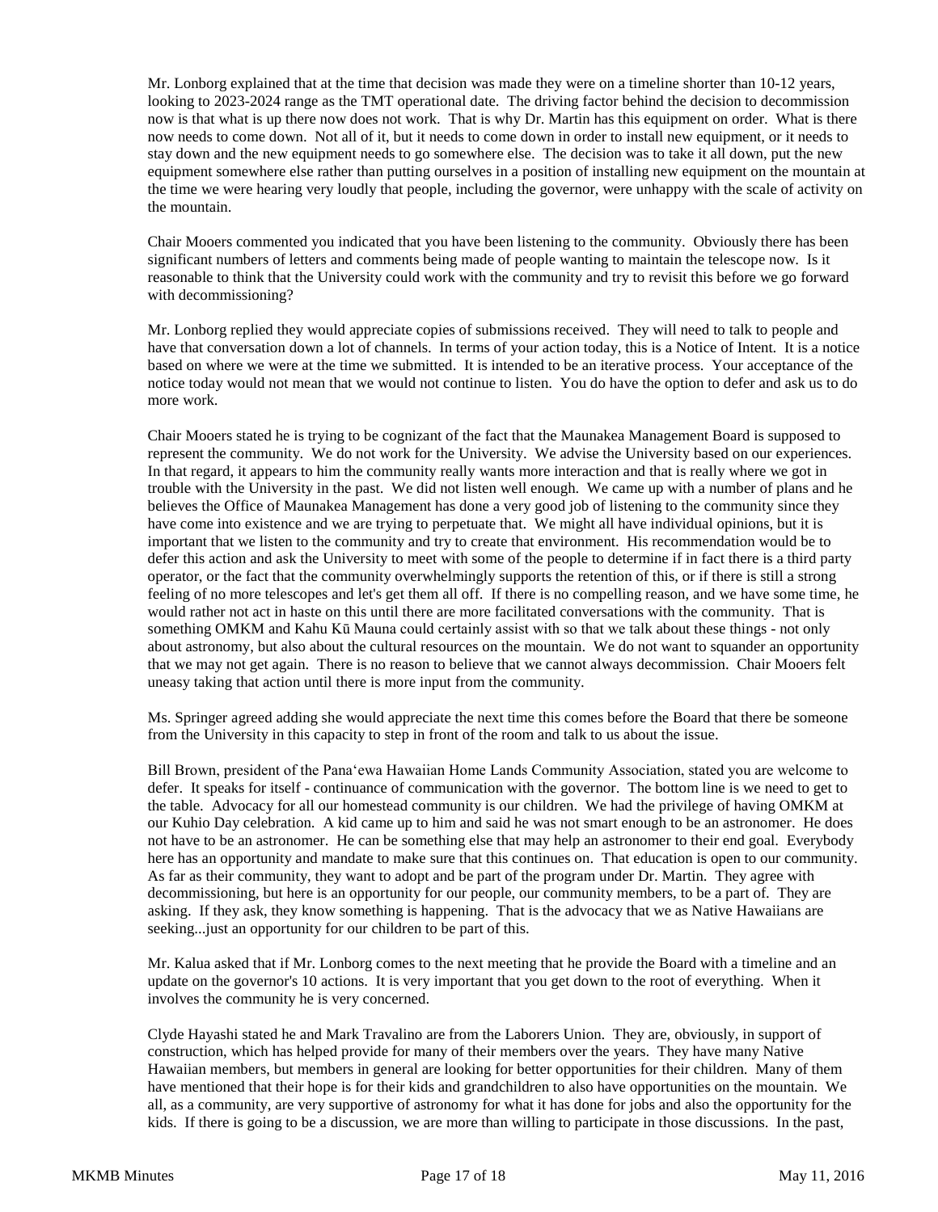Mr. Lonborg explained that at the time that decision was made they were on a timeline shorter than 10-12 years, looking to 2023-2024 range as the TMT operational date. The driving factor behind the decision to decommission now is that what is up there now does not work. That is why Dr. Martin has this equipment on order. What is there now needs to come down. Not all of it, but it needs to come down in order to install new equipment, or it needs to stay down and the new equipment needs to go somewhere else. The decision was to take it all down, put the new equipment somewhere else rather than putting ourselves in a position of installing new equipment on the mountain at the time we were hearing very loudly that people, including the governor, were unhappy with the scale of activity on the mountain.

Chair Mooers commented you indicated that you have been listening to the community. Obviously there has been significant numbers of letters and comments being made of people wanting to maintain the telescope now. Is it reasonable to think that the University could work with the community and try to revisit this before we go forward with decommissioning?

Mr. Lonborg replied they would appreciate copies of submissions received. They will need to talk to people and have that conversation down a lot of channels. In terms of your action today, this is a Notice of Intent. It is a notice based on where we were at the time we submitted. It is intended to be an iterative process. Your acceptance of the notice today would not mean that we would not continue to listen. You do have the option to defer and ask us to do more work.

Chair Mooers stated he is trying to be cognizant of the fact that the Maunakea Management Board is supposed to represent the community. We do not work for the University. We advise the University based on our experiences. In that regard, it appears to him the community really wants more interaction and that is really where we got in trouble with the University in the past. We did not listen well enough. We came up with a number of plans and he believes the Office of Maunakea Management has done a very good job of listening to the community since they have come into existence and we are trying to perpetuate that. We might all have individual opinions, but it is important that we listen to the community and try to create that environment. His recommendation would be to defer this action and ask the University to meet with some of the people to determine if in fact there is a third party operator, or the fact that the community overwhelmingly supports the retention of this, or if there is still a strong feeling of no more telescopes and let's get them all off. If there is no compelling reason, and we have some time, he would rather not act in haste on this until there are more facilitated conversations with the community. That is something OMKM and Kahu Kū Mauna could certainly assist with so that we talk about these things - not only about astronomy, but also about the cultural resources on the mountain. We do not want to squander an opportunity that we may not get again. There is no reason to believe that we cannot always decommission. Chair Mooers felt uneasy taking that action until there is more input from the community.

Ms. Springer agreed adding she would appreciate the next time this comes before the Board that there be someone from the University in this capacity to step in front of the room and talk to us about the issue.

Bill Brown, president of the Panaʻewa Hawaiian Home Lands Community Association, stated you are welcome to defer. It speaks for itself - continuance of communication with the governor. The bottom line is we need to get to the table. Advocacy for all our homestead community is our children. We had the privilege of having OMKM at our Kuhio Day celebration. A kid came up to him and said he was not smart enough to be an astronomer. He does not have to be an astronomer. He can be something else that may help an astronomer to their end goal. Everybody here has an opportunity and mandate to make sure that this continues on. That education is open to our community. As far as their community, they want to adopt and be part of the program under Dr. Martin. They agree with decommissioning, but here is an opportunity for our people, our community members, to be a part of. They are asking. If they ask, they know something is happening. That is the advocacy that we as Native Hawaiians are seeking...just an opportunity for our children to be part of this.

Mr. Kalua asked that if Mr. Lonborg comes to the next meeting that he provide the Board with a timeline and an update on the governor's 10 actions. It is very important that you get down to the root of everything. When it involves the community he is very concerned.

Clyde Hayashi stated he and Mark Travalino are from the Laborers Union. They are, obviously, in support of construction, which has helped provide for many of their members over the years. They have many Native Hawaiian members, but members in general are looking for better opportunities for their children. Many of them have mentioned that their hope is for their kids and grandchildren to also have opportunities on the mountain. We all, as a community, are very supportive of astronomy for what it has done for jobs and also the opportunity for the kids. If there is going to be a discussion, we are more than willing to participate in those discussions. In the past,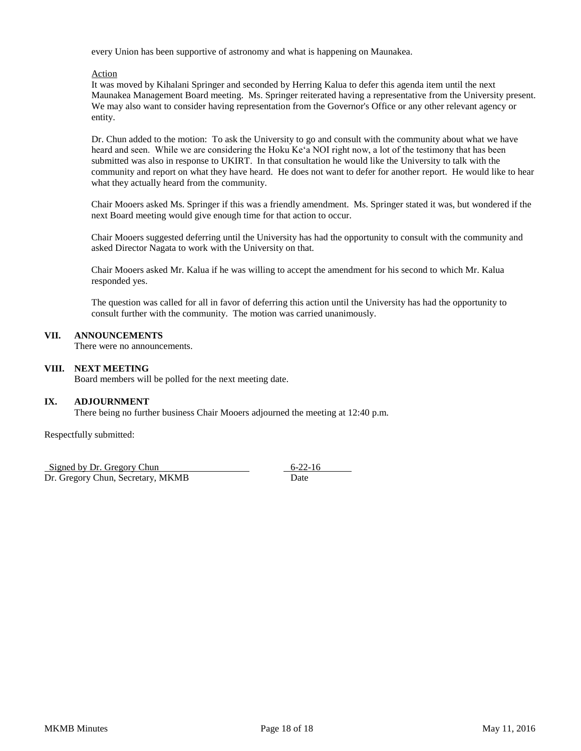every Union has been supportive of astronomy and what is happening on Maunakea.

Action

It was moved by Kihalani Springer and seconded by Herring Kalua to defer this agenda item until the next Maunakea Management Board meeting. Ms. Springer reiterated having a representative from the University present. We may also want to consider having representation from the Governor's Office or any other relevant agency or entity.

Dr. Chun added to the motion: To ask the University to go and consult with the community about what we have heard and seen. While we are considering the Hoku Keʻa NOI right now, a lot of the testimony that has been submitted was also in response to UKIRT. In that consultation he would like the University to talk with the community and report on what they have heard. He does not want to defer for another report. He would like to hear what they actually heard from the community.

Chair Mooers asked Ms. Springer if this was a friendly amendment. Ms. Springer stated it was, but wondered if the next Board meeting would give enough time for that action to occur.

Chair Mooers suggested deferring until the University has had the opportunity to consult with the community and asked Director Nagata to work with the University on that.

Chair Mooers asked Mr. Kalua if he was willing to accept the amendment for his second to which Mr. Kalua responded yes.

The question was called for all in favor of deferring this action until the University has had the opportunity to consult further with the community. The motion was carried unanimously.

## VII. ANNOUNCEMENTS

There were no announcements.

## VIII. NEXT MEETING

Board members will be polled for the next meeting date.

## IX. ADJOURNMENT

There being no further business Chair Mooers adjourned the meeting at 12:40 p.m.

Respectfully submitted:

Signed by Dr. Gregory Chun — 6-22-16

Dr. Gregory Chun, Secretary, MKMB — Date